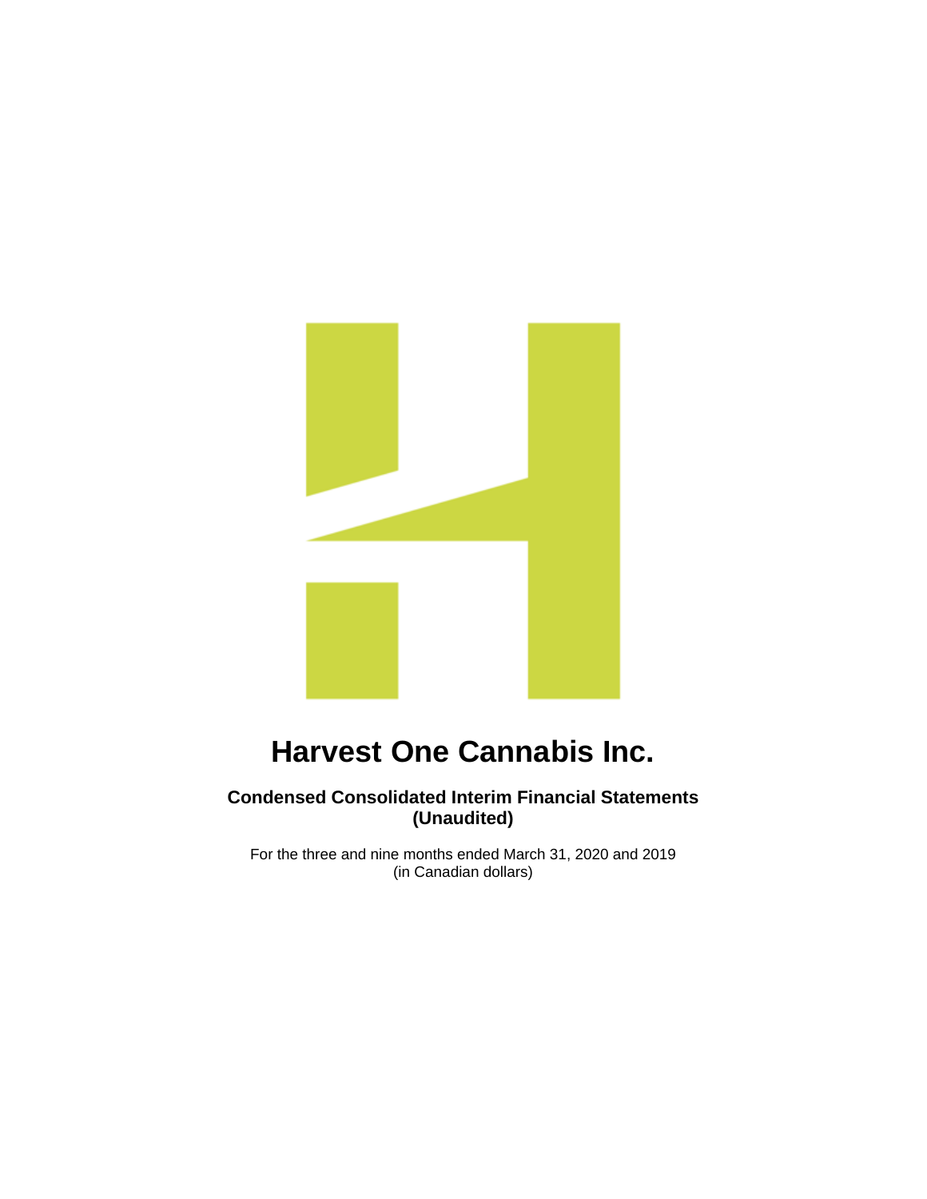# Harvest One Cannabis Inc.

**Condensed Consolidated Interim Financial Statements**
**(Unaudited)**

For the three and nine months ended March 31, 2020 and 2019
(in Canadian dollars)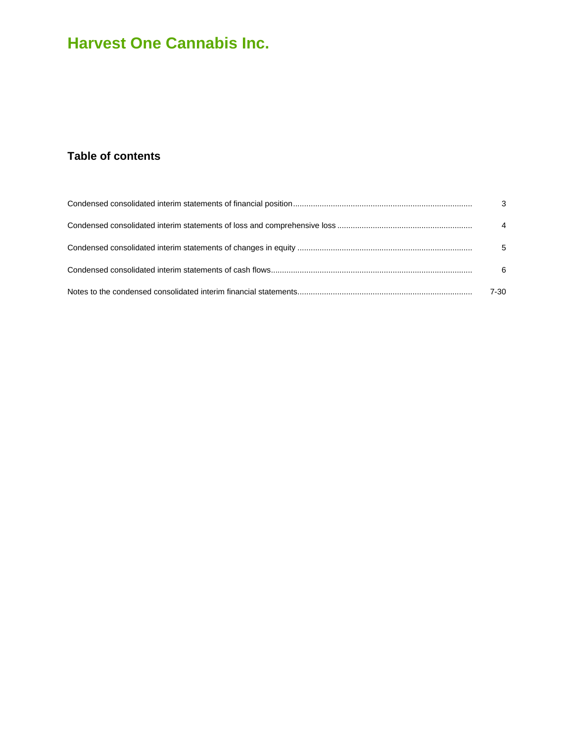# Harvest One Cannabis Inc.

## Table of contents

| | |
|---|---|
| Condensed consolidated interim statements of financial position | 3 |
| Condensed consolidated interim statements of loss and comprehensive loss | 4 |
| Condensed consolidated interim statements of changes in equity | 5 |
| Condensed consolidated interim statements of cash flows | 6 |
| Notes to the condensed consolidated interim financial statements | 7-30 |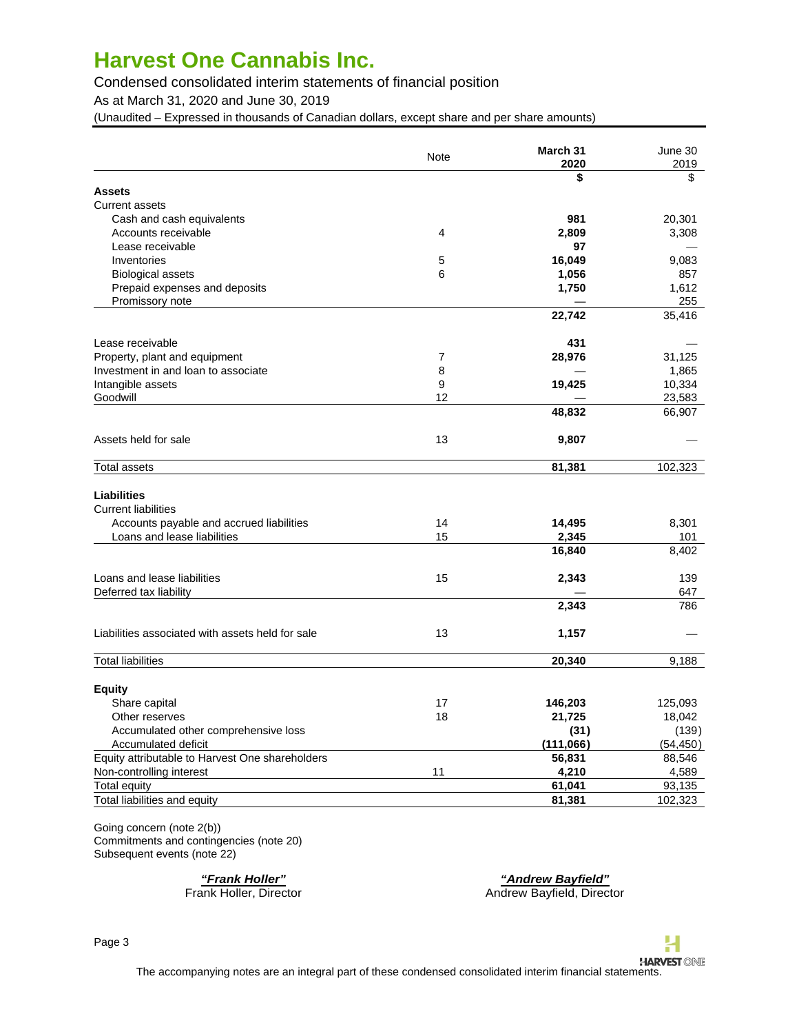# Harvest One Cannabis Inc.

Condensed consolidated interim statements of financial position

As at March 31, 2020 and June 30, 2019

(Unaudited – Expressed in thousands of Canadian dollars, except share and per share amounts)

| | Note | **March 31 2020** | June 30 2019 |
|---|---|---|---|
| | | **$** | $ |
| **Assets** | | | |
| Current assets | | | |
| Cash and cash equivalents | | **981** | 20,301 |
| Accounts receivable | 4 | **2,809** | 3,308 |
| Lease receivable | | **97** | — |
| Inventories | 5 | **16,049** | 9,083 |
| Biological assets | 6 | **1,056** | 857 |
| Prepaid expenses and deposits | | **1,750** | 1,612 |
| Promissory note | | **—** | 255 |
| | | **22,742** | 35,416 |
| Lease receivable | | **431** | — |
| Property, plant and equipment | 7 | **28,976** | 31,125 |
| Investment in and loan to associate | 8 | **—** | 1,865 |
| Intangible assets | 9 | **19,425** | 10,334 |
| Goodwill | 12 | **—** | 23,583 |
| | | **48,832** | 66,907 |
| Assets held for sale | 13 | **9,807** | — |
| Total assets | | **81,381** | 102,323 |
| **Liabilities** | | | |
| Current liabilities | | | |
| Accounts payable and accrued liabilities | 14 | **14,495** | 8,301 |
| Loans and lease liabilities | 15 | **2,345** | 101 |
| | | **16,840** | 8,402 |
| Loans and lease liabilities | 15 | **2,343** | 139 |
| Deferred tax liability | | **—** | 647 |
| | | **2,343** | 786 |
| Liabilities associated with assets held for sale | 13 | **1,157** | — |
| Total liabilities | | **20,340** | 9,188 |
| **Equity** | | | |
| Share capital | 17 | **146,203** | 125,093 |
| Other reserves | 18 | **21,725** | 18,042 |
| Accumulated other comprehensive loss | | **(31)** | (139) |
| Accumulated deficit | | **(111,066)** | (54,450) |
| Equity attributable to Harvest One shareholders | | **56,831** | 88,546 |
| Non-controlling interest | 11 | **4,210** | 4,589 |
| Total equity | | **61,041** | 93,135 |
| Total liabilities and equity | | **81,381** | 102,323 |

Going concern (note 2(b))
Commitments and contingencies (note 20)
Subsequent events (note 22)

***"Frank Holler"***
Frank Holler, Director

***"Andrew Bayfield"***
Andrew Bayfield, Director

The accompanying notes are an integral part of these condensed consolidated interim financial statements.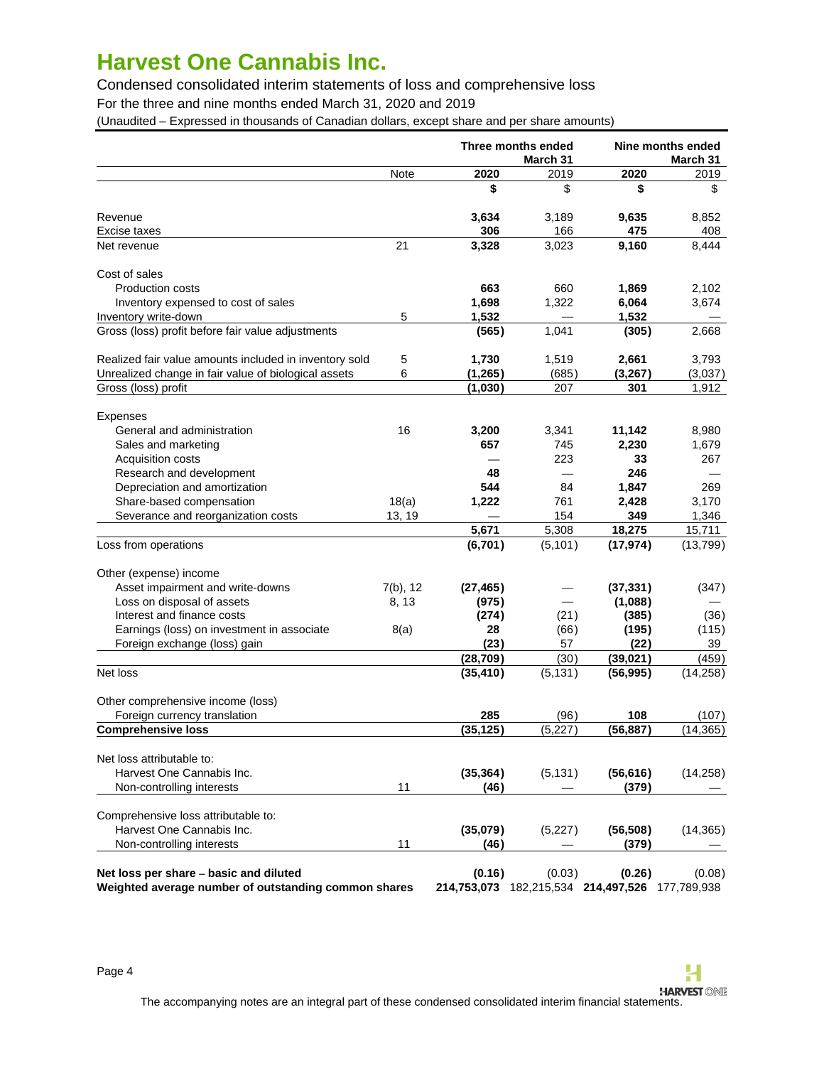# Harvest One Cannabis Inc.

Condensed consolidated interim statements of loss and comprehensive loss

For the three and nine months ended March 31, 2020 and 2019

(Unaudited – Expressed in thousands of Canadian dollars, except share and per share amounts)

| | | Three months ended March 31 | | Nine months ended March 31 | |
|---|---|---|---|---|---|
| | Note | **2020** | 2019 | **2020** | 2019 |
| | | **$** | $ | **$** | $ |
| Revenue | | **3,634** | 3,189 | **9,635** | 8,852 |
| Excise taxes | | **306** | 166 | **475** | 408 |
| Net revenue | 21 | **3,328** | 3,023 | **9,160** | 8,444 |
| Cost of sales | | | | | |
| Production costs | | **663** | 660 | **1,869** | 2,102 |
| Inventory expensed to cost of sales | | **1,698** | 1,322 | **6,064** | 3,674 |
| Inventory write-down | 5 | **1,532** | — | **1,532** | — |
| Gross (loss) profit before fair value adjustments | | **(565)** | 1,041 | **(305)** | 2,668 |
| Realized fair value amounts included in inventory sold | 5 | **1,730** | 1,519 | **2,661** | 3,793 |
| Unrealized change in fair value of biological assets | 6 | **(1,265)** | (685) | **(3,267)** | (3,037) |
| Gross (loss) profit | | **(1,030)** | 207 | **301** | 1,912 |
| Expenses | | | | | |
| General and administration | 16 | **3,200** | 3,341 | **11,142** | 8,980 |
| Sales and marketing | | **657** | 745 | **2,230** | 1,679 |
| Acquisition costs | | **—** | 223 | **33** | 267 |
| Research and development | | **48** | — | **246** | — |
| Depreciation and amortization | | **544** | 84 | **1,847** | 269 |
| Share-based compensation | 18(a) | **1,222** | 761 | **2,428** | 3,170 |
| Severance and reorganization costs | 13, 19 | **—** | 154 | **349** | 1,346 |
| | | **5,671** | 5,308 | **18,275** | 15,711 |
| Loss from operations | | **(6,701)** | (5,101) | **(17,974)** | (13,799) |
| Other (expense) income | | | | | |
| Asset impairment and write-downs | 7(b), 12 | **(27,465)** | — | **(37,331)** | (347) |
| Loss on disposal of assets | 8, 13 | **(975)** | — | **(1,088)** | — |
| Interest and finance costs | | **(274)** | (21) | **(385)** | (36) |
| Earnings (loss) on investment in associate | 8(a) | **28** | (66) | **(195)** | (115) |
| Foreign exchange (loss) gain | | **(23)** | 57 | **(22)** | 39 |
| | | **(28,709)** | (30) | **(39,021)** | (459) |
| Net loss | | **(35,410)** | (5,131) | **(56,995)** | (14,258) |
| Other comprehensive income (loss) | | | | | |
| Foreign currency translation | | **285** | (96) | **108** | (107) |
| **Comprehensive loss** | | **(35,125)** | (5,227) | **(56,887)** | (14,365) |
| Net loss attributable to: | | | | | |
| Harvest One Cannabis Inc. | | **(35,364)** | (5,131) | **(56,616)** | (14,258) |
| Non-controlling interests | 11 | **(46)** | — | **(379)** | — |
| Comprehensive loss attributable to: | | | | | |
| Harvest One Cannabis Inc. | | **(35,079)** | (5,227) | **(56,508)** | (14,365) |
| Non-controlling interests | 11 | **(46)** | — | **(379)** | — |
| **Net loss per share – basic and diluted** | | **(0.16)** | (0.03) | **(0.26)** | (0.08) |
| **Weighted average number of outstanding common shares** | | **214,753,073** | 182,215,534 | **214,497,526** | 177,789,938 |

The accompanying notes are an integral part of these condensed consolidated interim financial statements.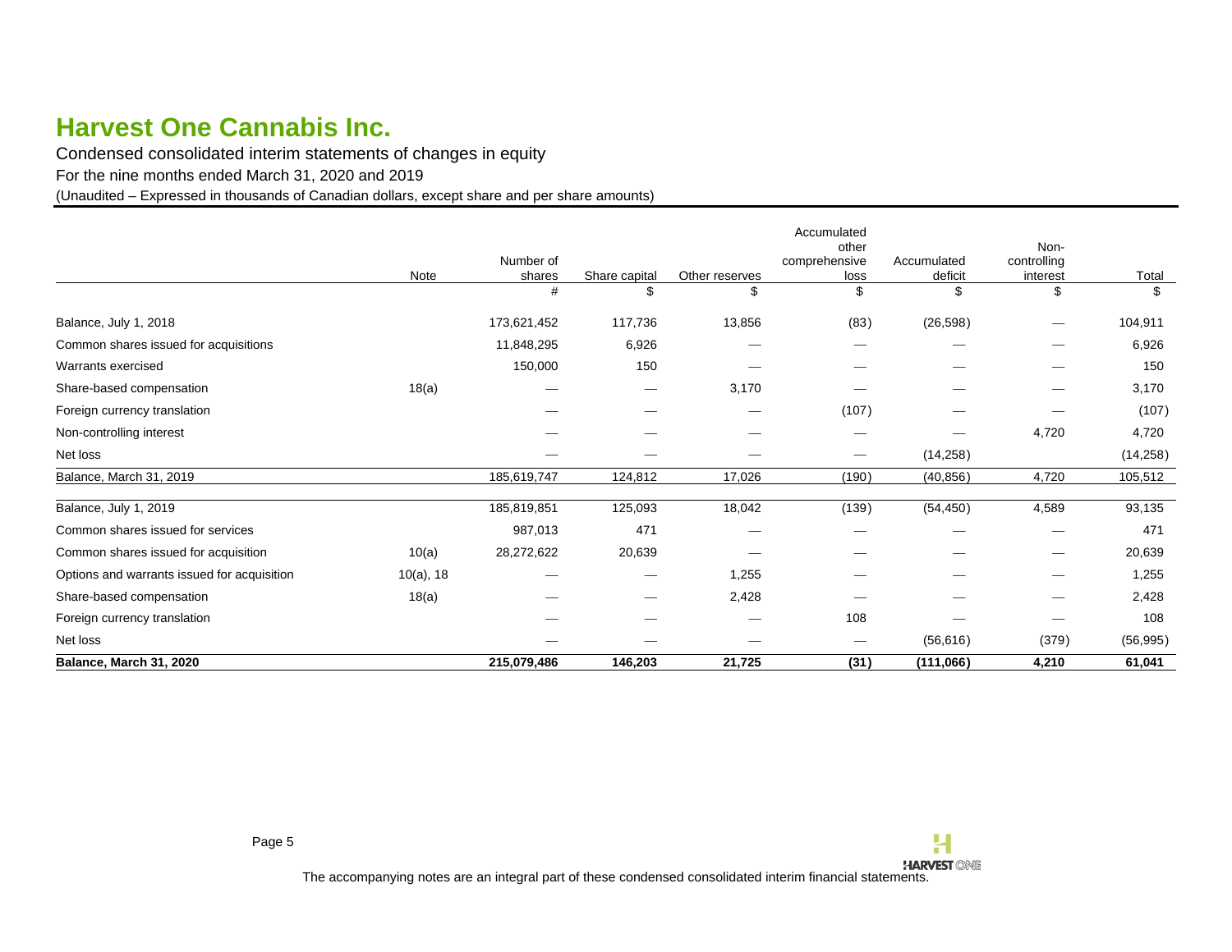# Harvest One Cannabis Inc.

Condensed consolidated interim statements of changes in equity

For the nine months ended March 31, 2020 and 2019

(Unaudited – Expressed in thousands of Canadian dollars, except share and per share amounts)

| | Note | Number of shares | Share capital | Other reserves | Accumulated other comprehensive loss | Accumulated deficit | Non-controlling interest | Total |
|---|---|---|---|---|---|---|---|---|
| | | # | $ | $ | $ | $ | $ | $ |
| Balance, July 1, 2018 | | 173,621,452 | 117,736 | 13,856 | (83) | (26,598) | — | 104,911 |
| Common shares issued for acquisitions | | 11,848,295 | 6,926 | — | — | — | — | 6,926 |
| Warrants exercised | | 150,000 | 150 | — | — | — | — | 150 |
| Share-based compensation | 18(a) | — | — | 3,170 | — | — | — | 3,170 |
| Foreign currency translation | | — | — | — | (107) | — | — | (107) |
| Non-controlling interest | | — | — | — | — | — | 4,720 | 4,720 |
| Net loss | | — | — | — | — | (14,258) | | (14,258) |
| Balance, March 31, 2019 | | 185,619,747 | 124,812 | 17,026 | (190) | (40,856) | 4,720 | 105,512 |
| Balance, July 1, 2019 | | 185,819,851 | 125,093 | 18,042 | (139) | (54,450) | 4,589 | 93,135 |
| Common shares issued for services | | 987,013 | 471 | — | — | — | — | 471 |
| Common shares issued for acquisition | 10(a) | 28,272,622 | 20,639 | — | — | — | — | 20,639 |
| Options and warrants issued for acquisition | 10(a), 18 | — | — | 1,255 | — | — | — | 1,255 |
| Share-based compensation | 18(a) | — | — | 2,428 | — | — | — | 2,428 |
| Foreign currency translation | | — | — | — | 108 | — | — | 108 |
| Net loss | | — | — | — | — | (56,616) | (379) | (56,995) |
| **Balance, March 31, 2020** | | **215,079,486** | **146,203** | **21,725** | **(31)** | **(111,066)** | **4,210** | **61,041** |

The accompanying notes are an integral part of these condensed consolidated interim financial statements.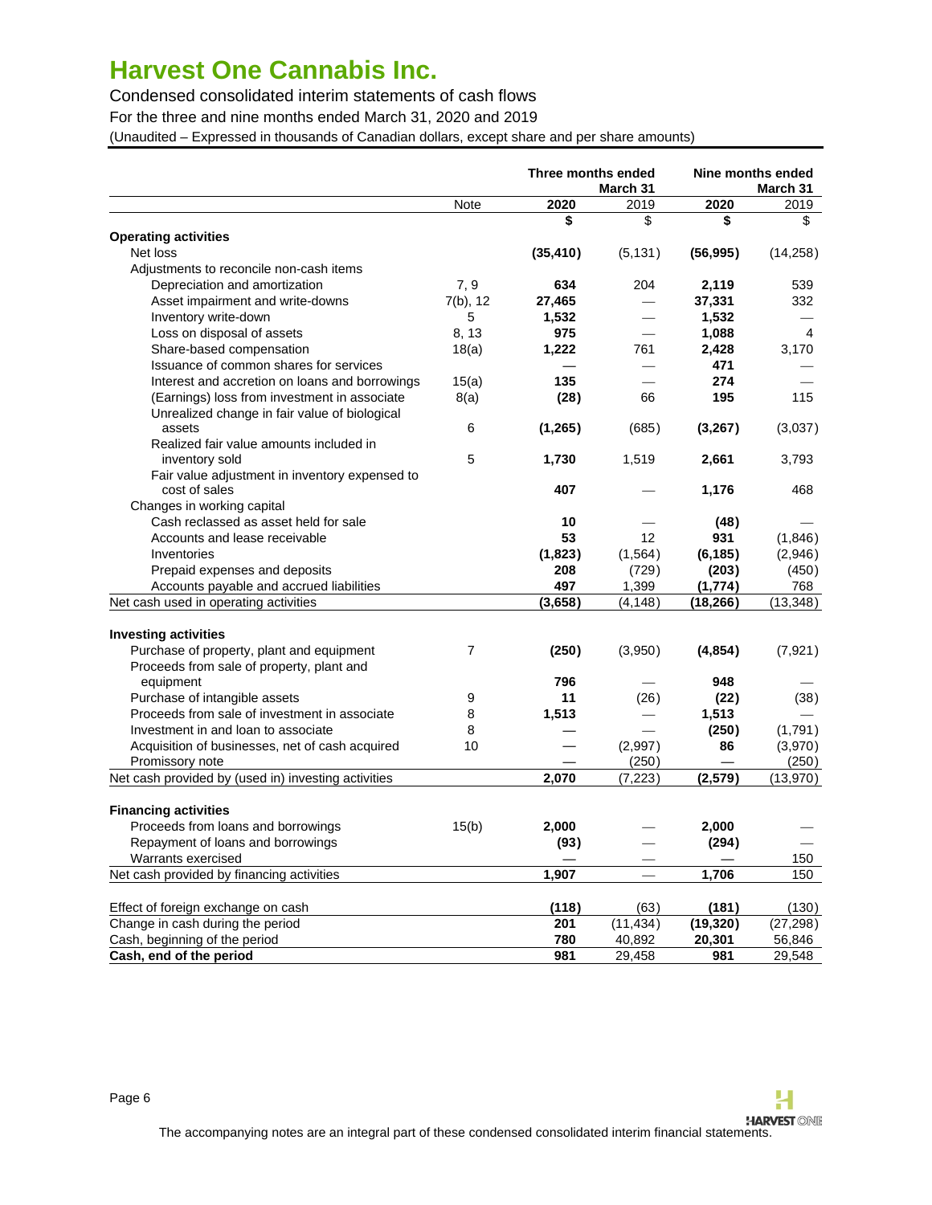# Harvest One Cannabis Inc.

Condensed consolidated interim statements of cash flows

For the three and nine months ended March 31, 2020 and 2019

(Unaudited – Expressed in thousands of Canadian dollars, except share and per share amounts)

| | | Three months ended March 31 | | Nine months ended March 31 | |
|---|---|---|---|---|---|
| | Note | **2020** | 2019 | **2020** | 2019 |
| | | **$** | $ | **$** | $ |
| **Operating activities** | | | | | |
| Net loss | | **(35,410)** | (5,131) | **(56,995)** | (14,258) |
| Adjustments to reconcile non-cash items | | | | | |
| Depreciation and amortization | 7, 9 | **634** | 204 | **2,119** | 539 |
| Asset impairment and write-downs | 7(b), 12 | **27,465** | — | **37,331** | 332 |
| Inventory write-down | 5 | **1,532** | — | **1,532** | — |
| Loss on disposal of assets | 8, 13 | **975** | — | **1,088** | 4 |
| Share-based compensation | 18(a) | **1,222** | 761 | **2,428** | 3,170 |
| Issuance of common shares for services | | **—** | — | **471** | — |
| Interest and accretion on loans and borrowings | 15(a) | **135** | — | **274** | — |
| (Earnings) loss from investment in associate | 8(a) | **(28)** | 66 | **195** | 115 |
| Unrealized change in fair value of biological assets | 6 | **(1,265)** | (685) | **(3,267)** | (3,037) |
| Realized fair value amounts included in inventory sold | 5 | **1,730** | 1,519 | **2,661** | 3,793 |
| Fair value adjustment in inventory expensed to cost of sales | | **407** | — | **1,176** | 468 |
| Changes in working capital | | | | | |
| Cash reclassed as asset held for sale | | **10** | — | **(48)** | — |
| Accounts and lease receivable | | **53** | 12 | **931** | (1,846) |
| Inventories | | **(1,823)** | (1,564) | **(6,185)** | (2,946) |
| Prepaid expenses and deposits | | **208** | (729) | **(203)** | (450) |
| Accounts payable and accrued liabilities | | **497** | 1,399 | **(1,774)** | 768 |
| Net cash used in operating activities | | **(3,658)** | (4,148) | **(18,266)** | (13,348) |
| | | | | | |
| **Investing activities** | | | | | |
| Purchase of property, plant and equipment | 7 | **(250)** | (3,950) | **(4,854)** | (7,921) |
| Proceeds from sale of property, plant and equipment | | **796** | — | **948** | — |
| Purchase of intangible assets | 9 | **11** | (26) | **(22)** | (38) |
| Proceeds from sale of investment in associate | 8 | **1,513** | — | **1,513** | — |
| Investment in and loan to associate | 8 | **—** | — | **(250)** | (1,791) |
| Acquisition of businesses, net of cash acquired | 10 | **—** | (2,997) | **86** | (3,970) |
| Promissory note | | **—** | (250) | **—** | (250) |
| Net cash provided by (used in) investing activities | | **2,070** | (7,223) | **(2,579)** | (13,970) |
| | | | | | |
| **Financing activities** | | | | | |
| Proceeds from loans and borrowings | 15(b) | **2,000** | — | **2,000** | — |
| Repayment of loans and borrowings | | **(93)** | — | **(294)** | — |
| Warrants exercised | | **—** | — | **—** | 150 |
| Net cash provided by financing activities | | **1,907** | — | **1,706** | 150 |
| | | | | | |
| Effect of foreign exchange on cash | | **(118)** | (63) | **(181)** | (130) |
| Change in cash during the period | | **201** | (11,434) | **(19,320)** | (27,298) |
| Cash, beginning of the period | | **780** | 40,892 | **20,301** | 56,846 |
| **Cash, end of the period** | | **981** | 29,458 | **981** | 29,548 |

The accompanying notes are an integral part of these condensed consolidated interim financial statements.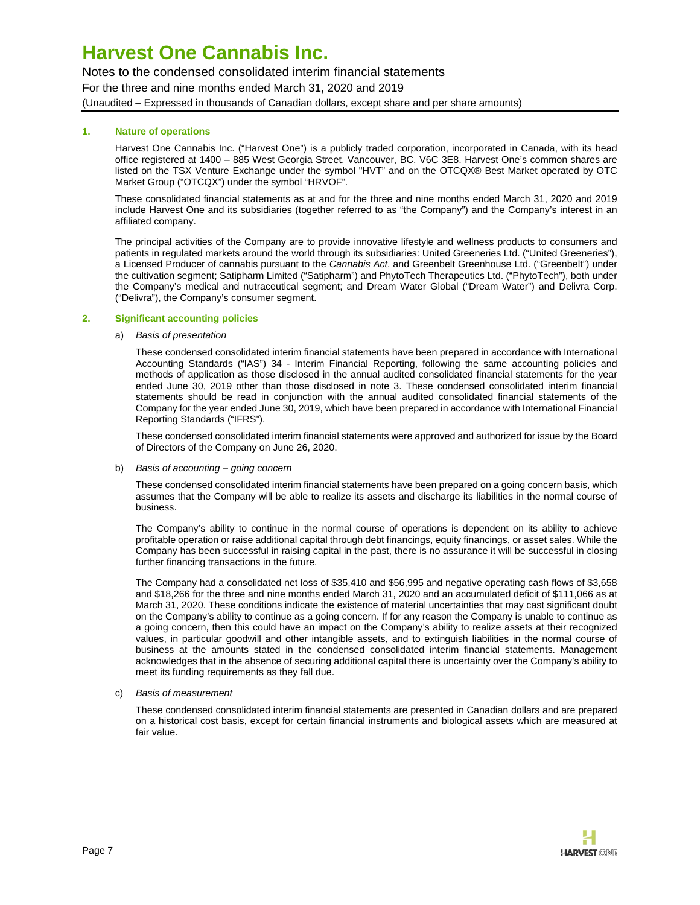### 1. Nature of operations

Harvest One Cannabis Inc. ("Harvest One") is a publicly traded corporation, incorporated in Canada, with its head office registered at 1400 – 885 West Georgia Street, Vancouver, BC, V6C 3E8. Harvest One's common shares are listed on the TSX Venture Exchange under the symbol "HVT" and on the OTCQX® Best Market operated by OTC Market Group ("OTCQX") under the symbol "HRVOF".

These consolidated financial statements as at and for the three and nine months ended March 31, 2020 and 2019 include Harvest One and its subsidiaries (together referred to as "the Company") and the Company's interest in an affiliated company.

The principal activities of the Company are to provide innovative lifestyle and wellness products to consumers and patients in regulated markets around the world through its subsidiaries: United Greeneries Ltd. ("United Greeneries"), a Licensed Producer of cannabis pursuant to the *Cannabis Act*, and Greenbelt Greenhouse Ltd. ("Greenbelt") under the cultivation segment; Satipharm Limited ("Satipharm") and PhytoTech Therapeutics Ltd. ("PhytoTech"), both under the Company's medical and nutraceutical segment; and Dream Water Global ("Dream Water") and Delivra Corp. ("Delivra"), the Company's consumer segment.

### 2. Significant accounting policies

a) *Basis of presentation*

These condensed consolidated interim financial statements have been prepared in accordance with International Accounting Standards ("IAS") 34 - Interim Financial Reporting, following the same accounting policies and methods of application as those disclosed in the annual audited consolidated financial statements for the year ended June 30, 2019 other than those disclosed in note 3. These condensed consolidated interim financial statements should be read in conjunction with the annual audited consolidated financial statements of the Company for the year ended June 30, 2019, which have been prepared in accordance with International Financial Reporting Standards ("IFRS").

These condensed consolidated interim financial statements were approved and authorized for issue by the Board of Directors of the Company on June 26, 2020.

b) *Basis of accounting – going concern*

These condensed consolidated interim financial statements have been prepared on a going concern basis, which assumes that the Company will be able to realize its assets and discharge its liabilities in the normal course of business.

The Company's ability to continue in the normal course of operations is dependent on its ability to achieve profitable operation or raise additional capital through debt financings, equity financings, or asset sales. While the Company has been successful in raising capital in the past, there is no assurance it will be successful in closing further financing transactions in the future.

The Company had a consolidated net loss of $35,410 and $56,995 and negative operating cash flows of $3,658 and $18,266 for the three and nine months ended March 31, 2020 and an accumulated deficit of $111,066 as at March 31, 2020. These conditions indicate the existence of material uncertainties that may cast significant doubt on the Company's ability to continue as a going concern. If for any reason the Company is unable to continue as a going concern, then this could have an impact on the Company's ability to realize assets at their recognized values, in particular goodwill and other intangible assets, and to extinguish liabilities in the normal course of business at the amounts stated in the condensed consolidated interim financial statements. Management acknowledges that in the absence of securing additional capital there is uncertainty over the Company's ability to meet its funding requirements as they fall due.

c) *Basis of measurement*

These condensed consolidated interim financial statements are presented in Canadian dollars and are prepared on a historical cost basis, except for certain financial instruments and biological assets which are measured at fair value.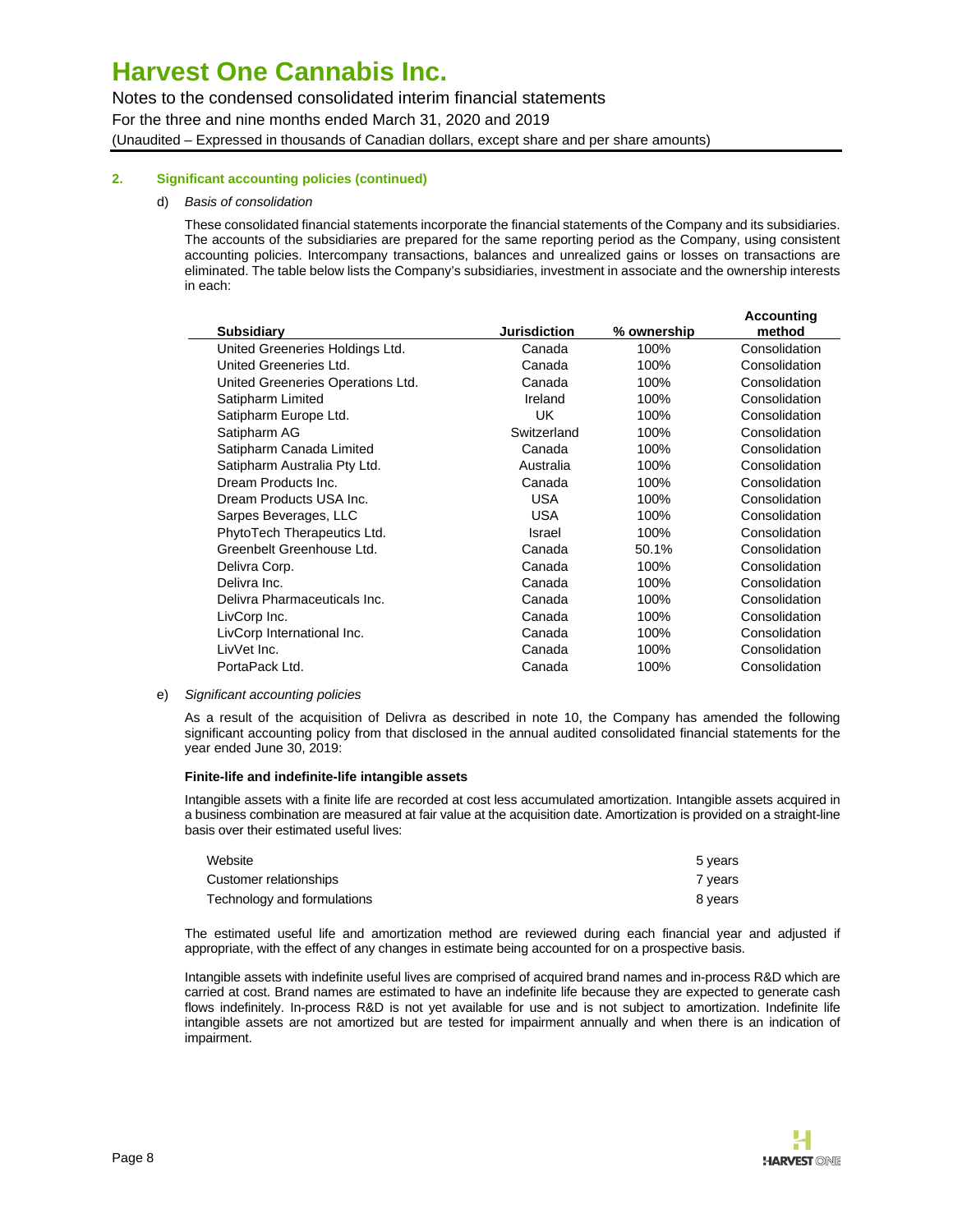## 2. Significant accounting policies (continued)

d) *Basis of consolidation*

These consolidated financial statements incorporate the financial statements of the Company and its subsidiaries. The accounts of the subsidiaries are prepared for the same reporting period as the Company, using consistent accounting policies. Intercompany transactions, balances and unrealized gains or losses on transactions are eliminated. The table below lists the Company's subsidiaries, investment in associate and the ownership interests in each:

| Subsidiary | Jurisdiction | % ownership | Accounting method |
|---|---|---|---|
| United Greeneries Holdings Ltd. | Canada | 100% | Consolidation |
| United Greeneries Ltd. | Canada | 100% | Consolidation |
| United Greeneries Operations Ltd. | Canada | 100% | Consolidation |
| Satipharm Limited | Ireland | 100% | Consolidation |
| Satipharm Europe Ltd. | UK | 100% | Consolidation |
| Satipharm AG | Switzerland | 100% | Consolidation |
| Satipharm Canada Limited | Canada | 100% | Consolidation |
| Satipharm Australia Pty Ltd. | Australia | 100% | Consolidation |
| Dream Products Inc. | Canada | 100% | Consolidation |
| Dream Products USA Inc. | USA | 100% | Consolidation |
| Sarpes Beverages, LLC | USA | 100% | Consolidation |
| PhytoTech Therapeutics Ltd. | Israel | 100% | Consolidation |
| Greenbelt Greenhouse Ltd. | Canada | 50.1% | Consolidation |
| Delivra Corp. | Canada | 100% | Consolidation |
| Delivra Inc. | Canada | 100% | Consolidation |
| Delivra Pharmaceuticals Inc. | Canada | 100% | Consolidation |
| LivCorp Inc. | Canada | 100% | Consolidation |
| LivCorp International Inc. | Canada | 100% | Consolidation |
| LivVet Inc. | Canada | 100% | Consolidation |
| PortaPack Ltd. | Canada | 100% | Consolidation |

e) *Significant accounting policies*

As a result of the acquisition of Delivra as described in note 10, the Company has amended the following significant accounting policy from that disclosed in the annual audited consolidated financial statements for the year ended June 30, 2019:

**Finite-life and indefinite-life intangible assets**

Intangible assets with a finite life are recorded at cost less accumulated amortization. Intangible assets acquired in a business combination are measured at fair value at the acquisition date. Amortization is provided on a straight-line basis over their estimated useful lives:

| | |
|---|---|
| Website | 5 years |
| Customer relationships | 7 years |
| Technology and formulations | 8 years |

The estimated useful life and amortization method are reviewed during each financial year and adjusted if appropriate, with the effect of any changes in estimate being accounted for on a prospective basis.

Intangible assets with indefinite useful lives are comprised of acquired brand names and in-process R&D which are carried at cost. Brand names are estimated to have an indefinite life because they are expected to generate cash flows indefinitely. In-process R&D is not yet available for use and is not subject to amortization. Indefinite life intangible assets are not amortized but are tested for impairment annually and when there is an indication of impairment.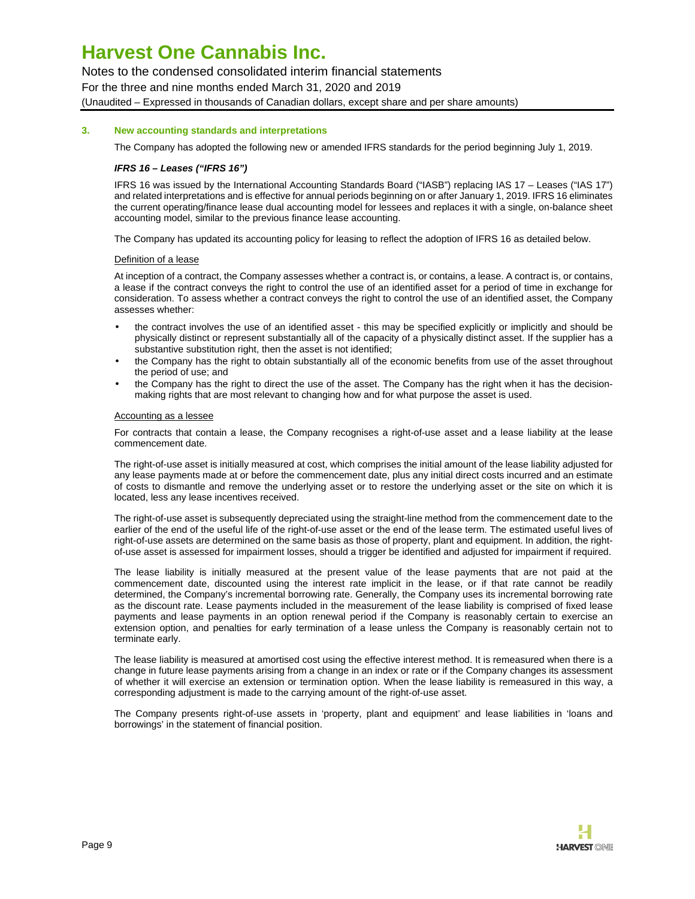### 3. New accounting standards and interpretations

The Company has adopted the following new or amended IFRS standards for the period beginning July 1, 2019.

***IFRS 16 – Leases ("IFRS 16")***

IFRS 16 was issued by the International Accounting Standards Board ("IASB") replacing IAS 17 – Leases ("IAS 17") and related interpretations and is effective for annual periods beginning on or after January 1, 2019. IFRS 16 eliminates the current operating/finance lease dual accounting model for lessees and replaces it with a single, on-balance sheet accounting model, similar to the previous finance lease accounting.

The Company has updated its accounting policy for leasing to reflect the adoption of IFRS 16 as detailed below.

Definition of a lease

At inception of a contract, the Company assesses whether a contract is, or contains, a lease. A contract is, or contains, a lease if the contract conveys the right to control the use of an identified asset for a period of time in exchange for consideration. To assess whether a contract conveys the right to control the use of an identified asset, the Company assesses whether:

- the contract involves the use of an identified asset - this may be specified explicitly or implicitly and should be physically distinct or represent substantially all of the capacity of a physically distinct asset. If the supplier has a substantive substitution right, then the asset is not identified;
- the Company has the right to obtain substantially all of the economic benefits from use of the asset throughout the period of use; and
- the Company has the right to direct the use of the asset. The Company has the right when it has the decision-making rights that are most relevant to changing how and for what purpose the asset is used.

Accounting as a lessee

For contracts that contain a lease, the Company recognises a right-of-use asset and a lease liability at the lease commencement date.

The right-of-use asset is initially measured at cost, which comprises the initial amount of the lease liability adjusted for any lease payments made at or before the commencement date, plus any initial direct costs incurred and an estimate of costs to dismantle and remove the underlying asset or to restore the underlying asset or the site on which it is located, less any lease incentives received.

The right-of-use asset is subsequently depreciated using the straight-line method from the commencement date to the earlier of the end of the useful life of the right-of-use asset or the end of the lease term. The estimated useful lives of right-of-use assets are determined on the same basis as those of property, plant and equipment. In addition, the right-of-use asset is assessed for impairment losses, should a trigger be identified and adjusted for impairment if required.

The lease liability is initially measured at the present value of the lease payments that are not paid at the commencement date, discounted using the interest rate implicit in the lease, or if that rate cannot be readily determined, the Company's incremental borrowing rate. Generally, the Company uses its incremental borrowing rate as the discount rate. Lease payments included in the measurement of the lease liability is comprised of fixed lease payments and lease payments in an option renewal period if the Company is reasonably certain to exercise an extension option, and penalties for early termination of a lease unless the Company is reasonably certain not to terminate early.

The lease liability is measured at amortised cost using the effective interest method. It is remeasured when there is a change in future lease payments arising from a change in an index or rate or if the Company changes its assessment of whether it will exercise an extension or termination option. When the lease liability is remeasured in this way, a corresponding adjustment is made to the carrying amount of the right-of-use asset.

The Company presents right-of-use assets in 'property, plant and equipment' and lease liabilities in 'loans and borrowings' in the statement of financial position.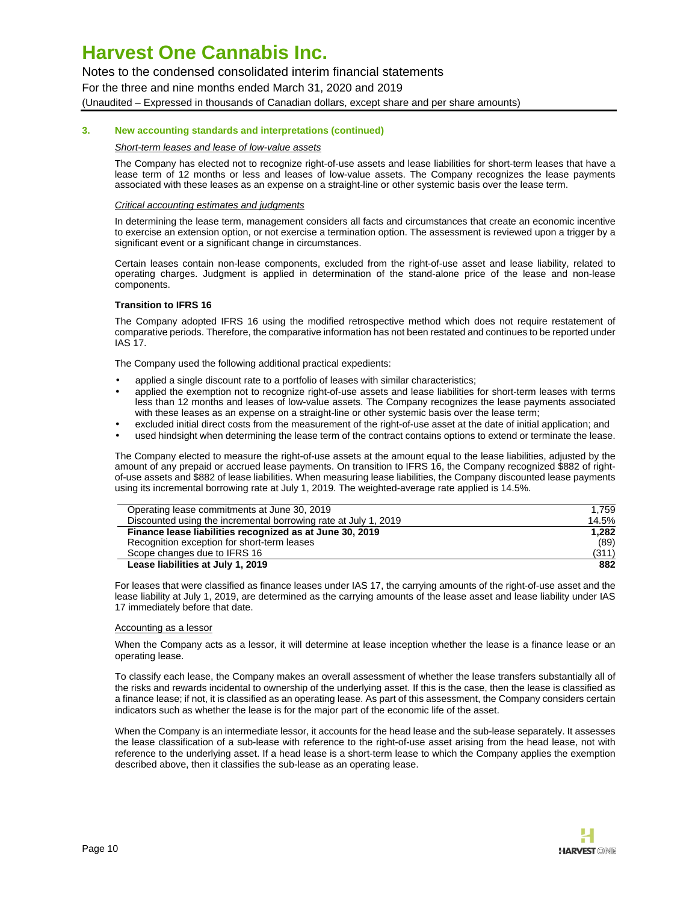### 3. New accounting standards and interpretations (continued)

*Short-term leases and lease of low-value assets*

The Company has elected not to recognize right-of-use assets and lease liabilities for short-term leases that have a lease term of 12 months or less and leases of low-value assets. The Company recognizes the lease payments associated with these leases as an expense on a straight-line or other systemic basis over the lease term.

*Critical accounting estimates and judgments*

In determining the lease term, management considers all facts and circumstances that create an economic incentive to exercise an extension option, or not exercise a termination option. The assessment is reviewed upon a trigger by a significant event or a significant change in circumstances.

Certain leases contain non-lease components, excluded from the right-of-use asset and lease liability, related to operating charges. Judgment is applied in determination of the stand-alone price of the lease and non-lease components.

**Transition to IFRS 16**

The Company adopted IFRS 16 using the modified retrospective method which does not require restatement of comparative periods. Therefore, the comparative information has not been restated and continues to be reported under IAS 17.

The Company used the following additional practical expedients:

- applied a single discount rate to a portfolio of leases with similar characteristics;
- applied the exemption not to recognize right-of-use assets and lease liabilities for short-term leases with terms less than 12 months and leases of low-value assets. The Company recognizes the lease payments associated with these leases as an expense on a straight-line or other systemic basis over the lease term;
- excluded initial direct costs from the measurement of the right-of-use asset at the date of initial application; and
- used hindsight when determining the lease term of the contract contains options to extend or terminate the lease.

The Company elected to measure the right-of-use assets at the amount equal to the lease liabilities, adjusted by the amount of any prepaid or accrued lease payments. On transition to IFRS 16, the Company recognized $882 of right-of-use assets and $882 of lease liabilities. When measuring lease liabilities, the Company discounted lease payments using its incremental borrowing rate at July 1, 2019. The weighted-average rate applied is 14.5%.

| | |
|---|---|
| Operating lease commitments at June 30, 2019 | 1,759 |
| Discounted using the incremental borrowing rate at July 1, 2019 | 14.5% |
| **Finance lease liabilities recognized as at June 30, 2019** | **1,282** |
| Recognition exception for short-term leases | (89) |
| Scope changes due to IFRS 16 | (311) |
| **Lease liabilities at July 1, 2019** | **882** |

For leases that were classified as finance leases under IAS 17, the carrying amounts of the right-of-use asset and the lease liability at July 1, 2019, are determined as the carrying amounts of the lease asset and lease liability under IAS 17 immediately before that date.

Accounting as a lessor

When the Company acts as a lessor, it will determine at lease inception whether the lease is a finance lease or an operating lease.

To classify each lease, the Company makes an overall assessment of whether the lease transfers substantially all of the risks and rewards incidental to ownership of the underlying asset. If this is the case, then the lease is classified as a finance lease; if not, it is classified as an operating lease. As part of this assessment, the Company considers certain indicators such as whether the lease is for the major part of the economic life of the asset.

When the Company is an intermediate lessor, it accounts for the head lease and the sub-lease separately. It assesses the lease classification of a sub-lease with reference to the right-of-use asset arising from the head lease, not with reference to the underlying asset. If a head lease is a short-term lease to which the Company applies the exemption described above, then it classifies the sub-lease as an operating lease.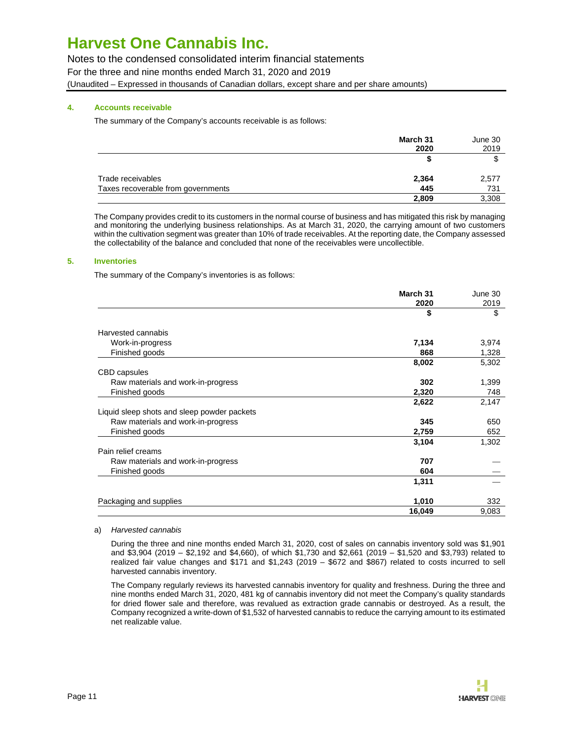#### 4. Accounts receivable

The summary of the Company's accounts receivable is as follows:

| | March 31 2020 | June 30 2019 |
|---|---|---|
| | **$** | $ |
| Trade receivables | **2,364** | 2,577 |
| Taxes recoverable from governments | **445** | 731 |
| | **2,809** | 3,308 |

The Company provides credit to its customers in the normal course of business and has mitigated this risk by managing and monitoring the underlying business relationships. As at March 31, 2020, the carrying amount of two customers within the cultivation segment was greater than 10% of trade receivables. At the reporting date, the Company assessed the collectability of the balance and concluded that none of the receivables were uncollectible.

#### 5. Inventories

The summary of the Company's inventories is as follows:

| | March 31 2020 | June 30 2019 |
|---|---|---|
| | **$** | $ |
| Harvested cannabis | | |
| Work-in-progress | **7,134** | 3,974 |
| Finished goods | **868** | 1,328 |
| | **8,002** | 5,302 |
| CBD capsules | | |
| Raw materials and work-in-progress | **302** | 1,399 |
| Finished goods | **2,320** | 748 |
| | **2,622** | 2,147 |
| Liquid sleep shots and sleep powder packets | | |
| Raw materials and work-in-progress | **345** | 650 |
| Finished goods | **2,759** | 652 |
| | **3,104** | 1,302 |
| Pain relief creams | | |
| Raw materials and work-in-progress | **707** | — |
| Finished goods | **604** | — |
| | **1,311** | — |
| Packaging and supplies | **1,010** | 332 |
| | **16,049** | 9,083 |

a) *Harvested cannabis*

During the three and nine months ended March 31, 2020, cost of sales on cannabis inventory sold was $1,901 and $3,904 (2019 – $2,192 and $4,660), of which $1,730 and $2,661 (2019 – $1,520 and $3,793) related to realized fair value changes and $171 and $1,243 (2019 – $672 and $867) related to costs incurred to sell harvested cannabis inventory.

The Company regularly reviews its harvested cannabis inventory for quality and freshness. During the three and nine months ended March 31, 2020, 481 kg of cannabis inventory did not meet the Company's quality standards for dried flower sale and therefore, was revalued as extraction grade cannabis or destroyed. As a result, the Company recognized a write-down of $1,532 of harvested cannabis to reduce the carrying amount to its estimated net realizable value.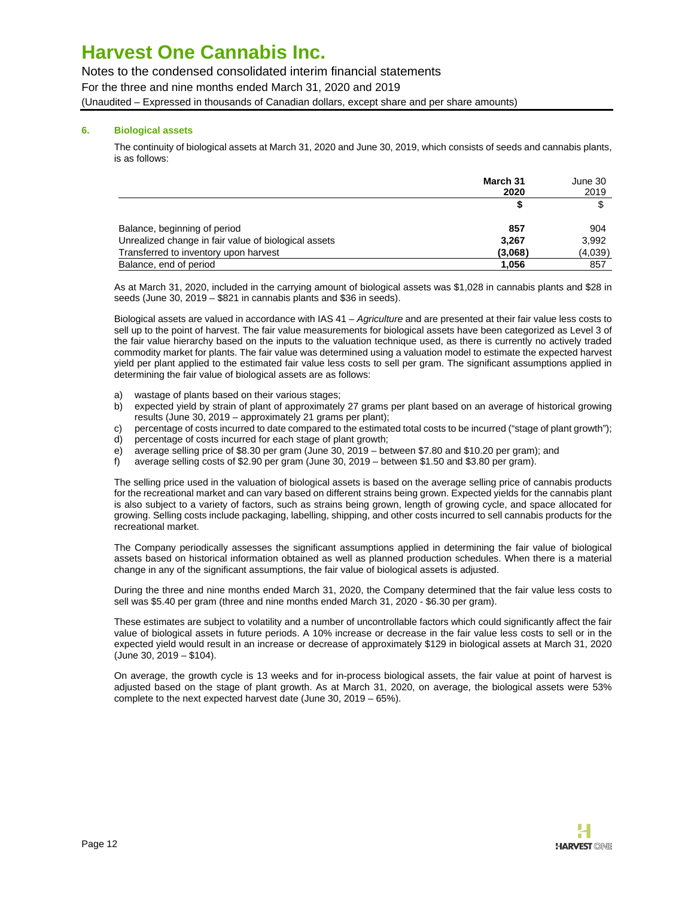# Harvest One Cannabis Inc.

Notes to the condensed consolidated interim financial statements

For the three and nine months ended March 31, 2020 and 2019

(Unaudited – Expressed in thousands of Canadian dollars, except share and per share amounts)

### 6. Biological assets

The continuity of biological assets at March 31, 2020 and June 30, 2019, which consists of seeds and cannabis plants, is as follows:

| | **March 31 2020** | June 30 2019 |
|---|---|---|
| | **$** | $ |
| Balance, beginning of period | **857** | 904 |
| Unrealized change in fair value of biological assets | **3,267** | 3,992 |
| Transferred to inventory upon harvest | **(3,068)** | (4,039) |
| Balance, end of period | **1,056** | 857 |

As at March 31, 2020, included in the carrying amount of biological assets was $1,028 in cannabis plants and $28 in seeds (June 30, 2019 – $821 in cannabis plants and $36 in seeds).

Biological assets are valued in accordance with IAS 41 – *Agriculture* and are presented at their fair value less costs to sell up to the point of harvest. The fair value measurements for biological assets have been categorized as Level 3 of the fair value hierarchy based on the inputs to the valuation technique used, as there is currently no actively traded commodity market for plants. The fair value was determined using a valuation model to estimate the expected harvest yield per plant applied to the estimated fair value less costs to sell per gram. The significant assumptions applied in determining the fair value of biological assets are as follows:

a) wastage of plants based on their various stages;
b) expected yield by strain of plant of approximately 27 grams per plant based on an average of historical growing results (June 30, 2019 – approximately 21 grams per plant);
c) percentage of costs incurred to date compared to the estimated total costs to be incurred ("stage of plant growth");
d) percentage of costs incurred for each stage of plant growth;
e) average selling price of $8.30 per gram (June 30, 2019 – between $7.80 and $10.20 per gram); and
f) average selling costs of $2.90 per gram (June 30, 2019 – between $1.50 and $3.80 per gram).

The selling price used in the valuation of biological assets is based on the average selling price of cannabis products for the recreational market and can vary based on different strains being grown. Expected yields for the cannabis plant is also subject to a variety of factors, such as strains being grown, length of growing cycle, and space allocated for growing. Selling costs include packaging, labelling, shipping, and other costs incurred to sell cannabis products for the recreational market.

The Company periodically assesses the significant assumptions applied in determining the fair value of biological assets based on historical information obtained as well as planned production schedules. When there is a material change in any of the significant assumptions, the fair value of biological assets is adjusted.

During the three and nine months ended March 31, 2020, the Company determined that the fair value less costs to sell was $5.40 per gram (three and nine months ended March 31, 2020 - $6.30 per gram).

These estimates are subject to volatility and a number of uncontrollable factors which could significantly affect the fair value of biological assets in future periods. A 10% increase or decrease in the fair value less costs to sell or in the expected yield would result in an increase or decrease of approximately $129 in biological assets at March 31, 2020 (June 30, 2019 – $104).

On average, the growth cycle is 13 weeks and for in-process biological assets, the fair value at point of harvest is adjusted based on the stage of plant growth. As at March 31, 2020, on average, the biological assets were 53% complete to the next expected harvest date (June 30, 2019 – 65%).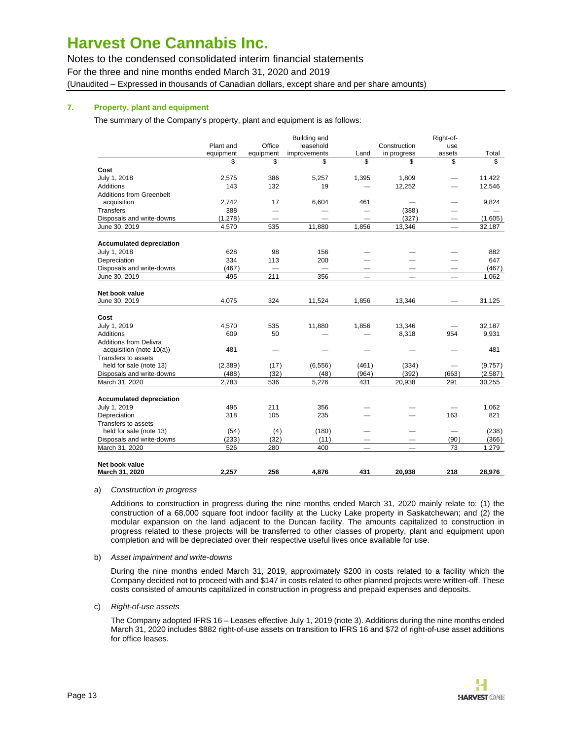# Harvest One Cannabis Inc.

Notes to the condensed consolidated interim financial statements
For the three and nine months ended March 31, 2020 and 2019
(Unaudited – Expressed in thousands of Canadian dollars, except share and per share amounts)

## 7. Property, plant and equipment

The summary of the Company's property, plant and equipment is as follows:

| | Plant and equipment | Office equipment | Building and leasehold improvements | Land | Construction in progress | Right-of-use assets | Total |
|---|---|---|---|---|---|---|---|
| | $ | $ | $ | $ | $ | $ | $ |
| **Cost** | | | | | | | |
| July 1, 2018 | 2,575 | 386 | 5,257 | 1,395 | 1,809 | — | 11,422 |
| Additions | 143 | 132 | 19 | — | 12,252 | — | 12,546 |
| Additions from Greenbelt acquisition | 2,742 | 17 | 6,604 | 461 | — | — | 9,824 |
| Transfers | 388 | — | — | — | (388) | — | — |
| Disposals and write-downs | (1,278) | — | — | — | (327) | — | (1,605) |
| June 30, 2019 | 4,570 | 535 | 11,880 | 1,856 | 13,346 | — | 32,187 |
| **Accumulated depreciation** | | | | | | | |
| July 1, 2018 | 628 | 98 | 156 | — | — | — | 882 |
| Depreciation | 334 | 113 | 200 | — | — | — | 647 |
| Disposals and write-downs | (467) | — | — | — | — | — | (467) |
| June 30, 2019 | 495 | 211 | 356 | — | — | — | 1,062 |
| **Net book value** | | | | | | | |
| June 30, 2019 | 4,075 | 324 | 11,524 | 1,856 | 13,346 | — | 31,125 |
| **Cost** | | | | | | | |
| July 1, 2019 | 4,570 | 535 | 11,880 | 1,856 | 13,346 | — | 32,187 |
| Additions | 609 | 50 | — | — | 8,318 | 954 | 9,931 |
| Additions from Delivra acquisition (note 10(a)) | 481 | — | — | — | — | — | 481 |
| Transfers to assets held for sale (note 13) | (2,389) | (17) | (6,556) | (461) | (334) | — | (9,757) |
| Disposals and write-downs | (488) | (32) | (48) | (964) | (392) | (663) | (2,587) |
| March 31, 2020 | 2,783 | 536 | 5,276 | 431 | 20,938 | 291 | 30,255 |
| **Accumulated depreciation** | | | | | | | |
| July 1, 2019 | 495 | 211 | 356 | — | — | — | 1,062 |
| Depreciation | 318 | 105 | 235 | — | — | 163 | 821 |
| Transfers to assets held for sale (note 13) | (54) | (4) | (180) | — | — | — | (238) |
| Disposals and write-downs | (233) | (32) | (11) | — | — | (90) | (366) |
| March 31, 2020 | 526 | 280 | 400 | — | — | 73 | 1,279 |
| **Net book value** | | | | | | | |
| **March 31, 2020** | **2,257** | **256** | **4,876** | **431** | **20,938** | **218** | **28,976** |

a) *Construction in progress*

Additions to construction in progress during the nine months ended March 31, 2020 mainly relate to: (1) the construction of a 68,000 square foot indoor facility at the Lucky Lake property in Saskatchewan; and (2) the modular expansion on the land adjacent to the Duncan facility. The amounts capitalized to construction in progress related to these projects will be transferred to other classes of property, plant and equipment upon completion and will be depreciated over their respective useful lives once available for use.

b) *Asset impairment and write-downs*

During the nine months ended March 31, 2019, approximately $200 in costs related to a facility which the Company decided not to proceed with and $147 in costs related to other planned projects were written-off. These costs consisted of amounts capitalized in construction in progress and prepaid expenses and deposits.

c) *Right-of-use assets*

The Company adopted IFRS 16 – Leases effective July 1, 2019 (note 3). Additions during the nine months ended March 31, 2020 includes $882 right-of-use assets on transition to IFRS 16 and $72 of right-of-use asset additions for office leases.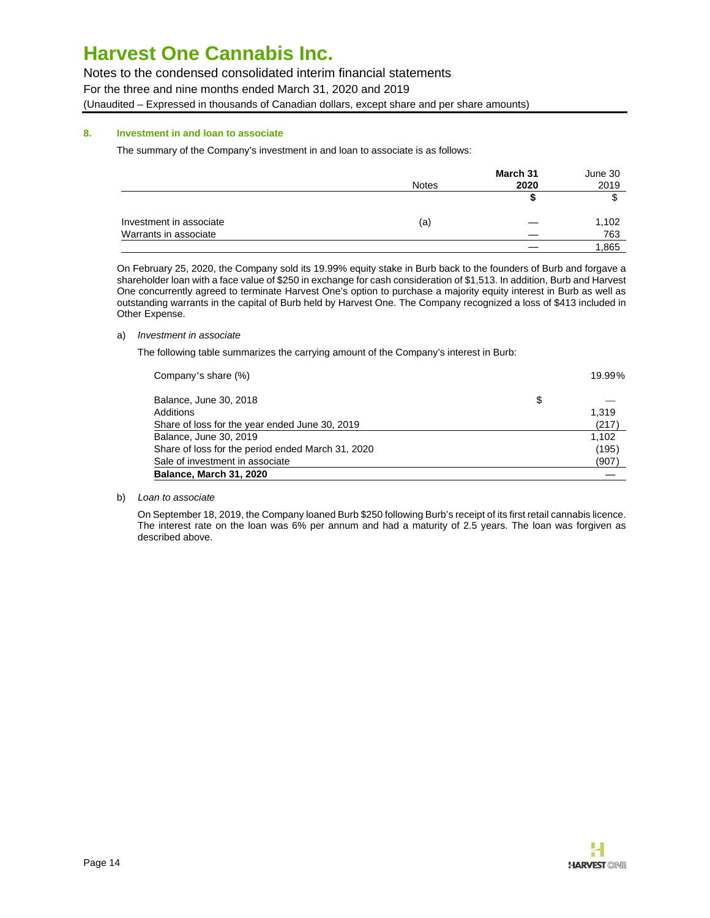## 8. Investment in and loan to associate

The summary of the Company's investment in and loan to associate is as follows:

| | Notes | **March 31 2020** | June 30 2019 |
|---|---|---|---|
| | | **$** | $ |
| Investment in associate | (a) | — | 1,102 |
| Warrants in associate | | — | 763 |
| | | — | 1,865 |

On February 25, 2020, the Company sold its 19.99% equity stake in Burb back to the founders of Burb and forgave a shareholder loan with a face value of $250 in exchange for cash consideration of $1,513. In addition, Burb and Harvest One concurrently agreed to terminate Harvest One's option to purchase a majority equity interest in Burb as well as outstanding warrants in the capital of Burb held by Harvest One. The Company recognized a loss of $413 included in Other Expense.

a) *Investment in associate*

The following table summarizes the carrying amount of the Company's interest in Burb:

| | | |
|---|---|---|
| Company's share (%) | | 19.99% |
| Balance, June 30, 2018 | $ | — |
| Additions | | 1,319 |
| Share of loss for the year ended June 30, 2019 | | (217) |
| Balance, June 30, 2019 | | 1,102 |
| Share of loss for the period ended March 31, 2020 | | (195) |
| Sale of investment in associate | | (907) |
| **Balance, March 31, 2020** | | — |

b) *Loan to associate*

On September 18, 2019, the Company loaned Burb $250 following Burb's receipt of its first retail cannabis licence. The interest rate on the loan was 6% per annum and had a maturity of 2.5 years. The loan was forgiven as described above.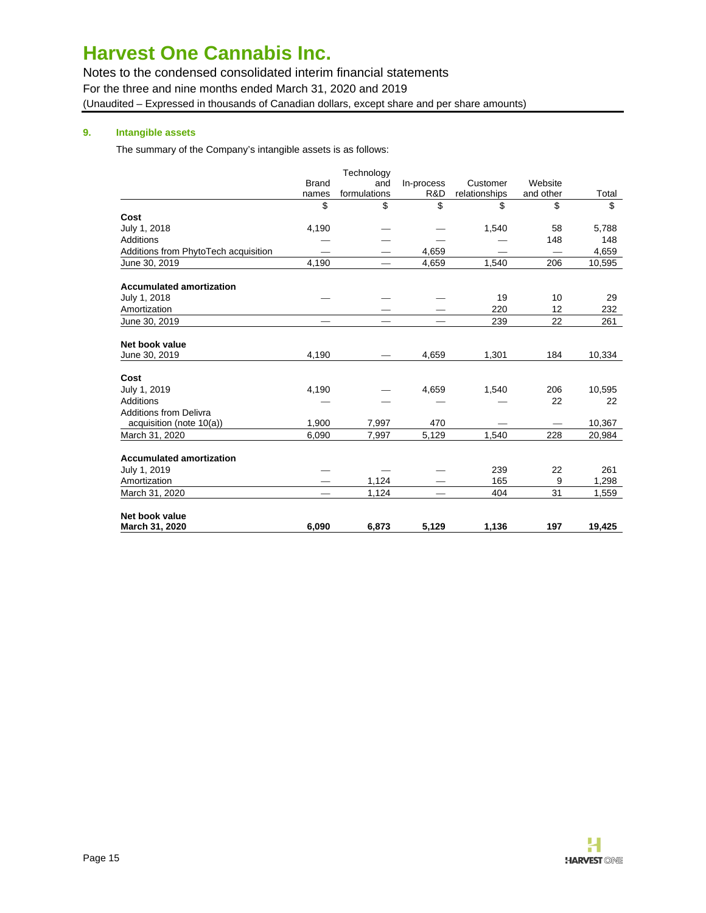### 9. Intangible assets

The summary of the Company's intangible assets is as follows:

| | Brand names | Technology and formulations | In-process R&D | Customer relationships | Website and other | Total |
|---|---|---|---|---|---|---|
| | $ | $ | $ | $ | $ | $ |
| **Cost** | | | | | | |
| July 1, 2018 | 4,190 | — | — | 1,540 | 58 | 5,788 |
| Additions | — | — | — | — | 148 | 148 |
| Additions from PhytoTech acquisition | — | — | 4,659 | — | — | 4,659 |
| June 30, 2019 | 4,190 | — | 4,659 | 1,540 | 206 | 10,595 |
| **Accumulated amortization** | | | | | | |
| July 1, 2018 | — | — | — | 19 | 10 | 29 |
| Amortization | — | — | — | 220 | 12 | 232 |
| June 30, 2019 | — | — | — | 239 | 22 | 261 |
| **Net book value** | | | | | | |
| June 30, 2019 | 4,190 | — | 4,659 | 1,301 | 184 | 10,334 |
| **Cost** | | | | | | |
| July 1, 2019 | 4,190 | — | 4,659 | 1,540 | 206 | 10,595 |
| Additions | — | — | — | — | 22 | 22 |
| Additions from Delivra acquisition (note 10(a)) | 1,900 | 7,997 | 470 | — | — | 10,367 |
| March 31, 2020 | 6,090 | 7,997 | 5,129 | 1,540 | 228 | 20,984 |
| **Accumulated amortization** | | | | | | |
| July 1, 2019 | — | — | — | 239 | 22 | 261 |
| Amortization | — | 1,124 | — | 165 | 9 | 1,298 |
| March 31, 2020 | — | 1,124 | — | 404 | 31 | 1,559 |
| **Net book value** | | | | | | |
| **March 31, 2020** | **6,090** | **6,873** | **5,129** | **1,136** | **197** | **19,425** |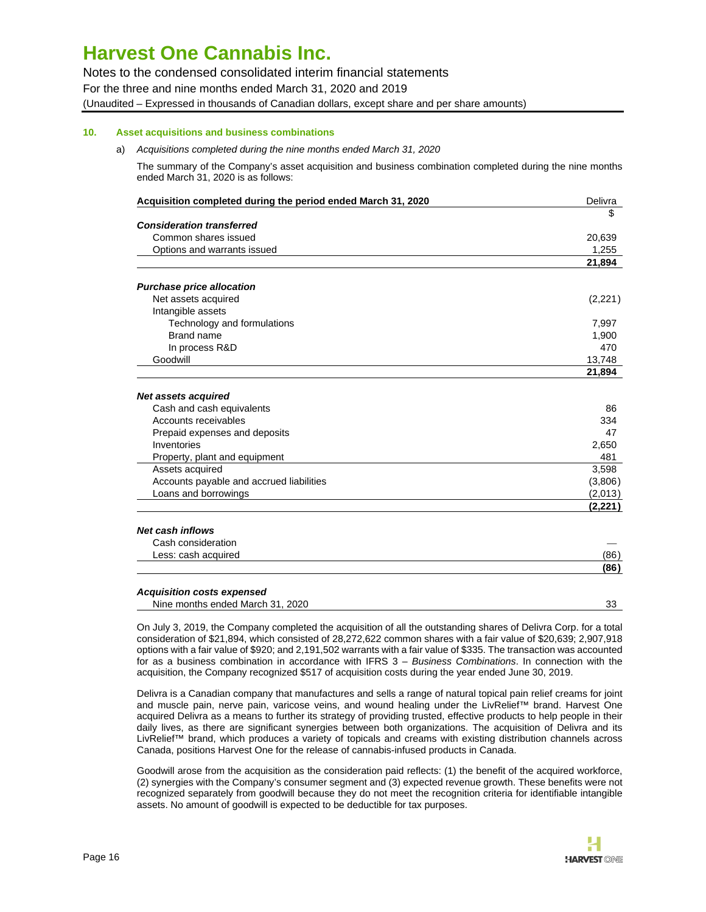## 10. Asset acquisitions and business combinations

a) *Acquisitions completed during the nine months ended March 31, 2020*

The summary of the Company's asset acquisition and business combination completed during the nine months ended March 31, 2020 is as follows:

| Acquisition completed during the period ended March 31, 2020 | Delivra |
|---|---|
| | $ |
| ***Consideration transferred*** | |
| Common shares issued | 20,639 |
| Options and warrants issued | 1,255 |
| | **21,894** |
| ***Purchase price allocation*** | |
| Net assets acquired | (2,221) |
| Intangible assets | |
| Technology and formulations | 7,997 |
| Brand name | 1,900 |
| In process R&D | 470 |
| Goodwill | 13,748 |
| | **21,894** |
| ***Net assets acquired*** | |
| Cash and cash equivalents | 86 |
| Accounts receivables | 334 |
| Prepaid expenses and deposits | 47 |
| Inventories | 2,650 |
| Property, plant and equipment | 481 |
| Assets acquired | 3,598 |
| Accounts payable and accrued liabilities | (3,806) |
| Loans and borrowings | (2,013) |
| | **(2,221)** |
| ***Net cash inflows*** | |
| Cash consideration | — |
| Less: cash acquired | (86) |
| | **(86)** |
| ***Acquisition costs expensed*** | |
| Nine months ended March 31, 2020 | 33 |

On July 3, 2019, the Company completed the acquisition of all the outstanding shares of Delivra Corp. for a total consideration of $21,894, which consisted of 28,272,622 common shares with a fair value of $20,639; 2,907,918 options with a fair value of $920; and 2,191,502 warrants with a fair value of $335. The transaction was accounted for as a business combination in accordance with IFRS 3 – *Business Combinations*. In connection with the acquisition, the Company recognized $517 of acquisition costs during the year ended June 30, 2019.

Delivra is a Canadian company that manufactures and sells a range of natural topical pain relief creams for joint and muscle pain, nerve pain, varicose veins, and wound healing under the LivRelief™ brand. Harvest One acquired Delivra as a means to further its strategy of providing trusted, effective products to help people in their daily lives, as there are significant synergies between both organizations. The acquisition of Delivra and its LivRelief™ brand, which produces a variety of topicals and creams with existing distribution channels across Canada, positions Harvest One for the release of cannabis-infused products in Canada.

Goodwill arose from the acquisition as the consideration paid reflects: (1) the benefit of the acquired workforce, (2) synergies with the Company's consumer segment and (3) expected revenue growth. These benefits were not recognized separately from goodwill because they do not meet the recognition criteria for identifiable intangible assets. No amount of goodwill is expected to be deductible for tax purposes.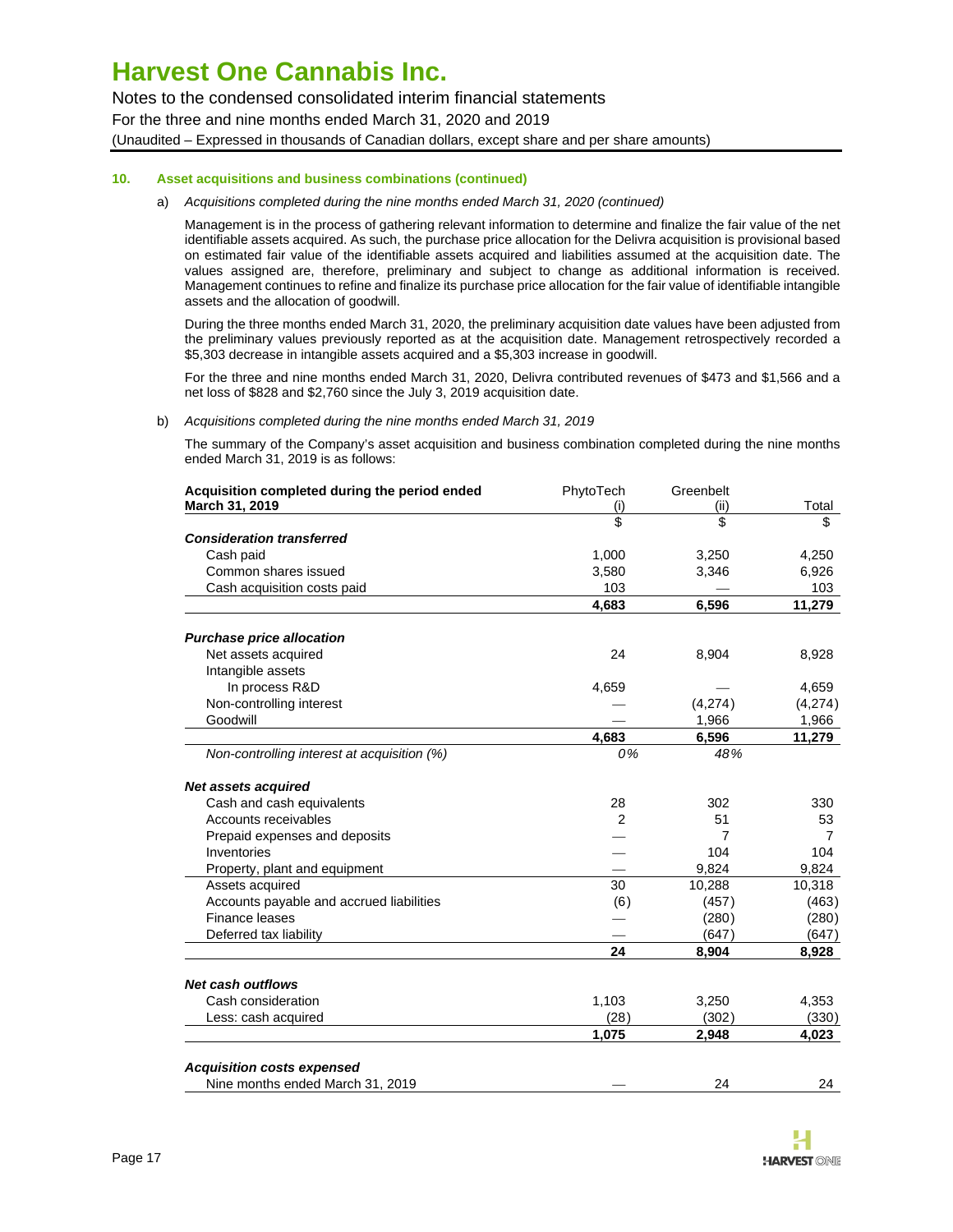# Harvest One Cannabis Inc.

Notes to the condensed consolidated interim financial statements

For the three and nine months ended March 31, 2020 and 2019

(Unaudited – Expressed in thousands of Canadian dollars, except share and per share amounts)

## 10. Asset acquisitions and business combinations (continued)

a) *Acquisitions completed during the nine months ended March 31, 2020 (continued)*

Management is in the process of gathering relevant information to determine and finalize the fair value of the net identifiable assets acquired. As such, the purchase price allocation for the Delivra acquisition is provisional based on estimated fair value of the identifiable assets acquired and liabilities assumed at the acquisition date. The values assigned are, therefore, preliminary and subject to change as additional information is received. Management continues to refine and finalize its purchase price allocation for the fair value of identifiable intangible assets and the allocation of goodwill.

During the three months ended March 31, 2020, the preliminary acquisition date values have been adjusted from the preliminary values previously reported as at the acquisition date. Management retrospectively recorded a $5,303 decrease in intangible assets acquired and a $5,303 increase in goodwill.

For the three and nine months ended March 31, 2020, Delivra contributed revenues of $473 and $1,566 and a net loss of $828 and $2,760 since the July 3, 2019 acquisition date.

b) *Acquisitions completed during the nine months ended March 31, 2019*

The summary of the Company's asset acquisition and business combination completed during the nine months ended March 31, 2019 is as follows:

| **Acquisition completed during the period ended March 31, 2019** | PhytoTech (i) | Greenbelt (ii) | Total |
|---|---|---|---|
| | $ | $ | $ |
| ***Consideration transferred*** | | | |
| Cash paid | 1,000 | 3,250 | 4,250 |
| Common shares issued | 3,580 | 3,346 | 6,926 |
| Cash acquisition costs paid | 103 | — | 103 |
| | **4,683** | **6,596** | **11,279** |
| ***Purchase price allocation*** | | | |
| Net assets acquired | 24 | 8,904 | 8,928 |
| Intangible assets | | | |
| In process R&D | 4,659 | — | 4,659 |
| Non-controlling interest | — | (4,274) | (4,274) |
| Goodwill | — | 1,966 | 1,966 |
| | **4,683** | **6,596** | **11,279** |
| *Non-controlling interest at acquisition (%)* | *0%* | *48%* | |
| ***Net assets acquired*** | | | |
| Cash and cash equivalents | 28 | 302 | 330 |
| Accounts receivables | 2 | 51 | 53 |
| Prepaid expenses and deposits | — | 7 | 7 |
| Inventories | — | 104 | 104 |
| Property, plant and equipment | — | 9,824 | 9,824 |
| Assets acquired | 30 | 10,288 | 10,318 |
| Accounts payable and accrued liabilities | (6) | (457) | (463) |
| Finance leases | — | (280) | (280) |
| Deferred tax liability | — | (647) | (647) |
| | **24** | **8,904** | **8,928** |
| ***Net cash outflows*** | | | |
| Cash consideration | 1,103 | 3,250 | 4,353 |
| Less: cash acquired | (28) | (302) | (330) |
| | **1,075** | **2,948** | **4,023** |
| ***Acquisition costs expensed*** | | | |
| Nine months ended March 31, 2019 | — | 24 | 24 |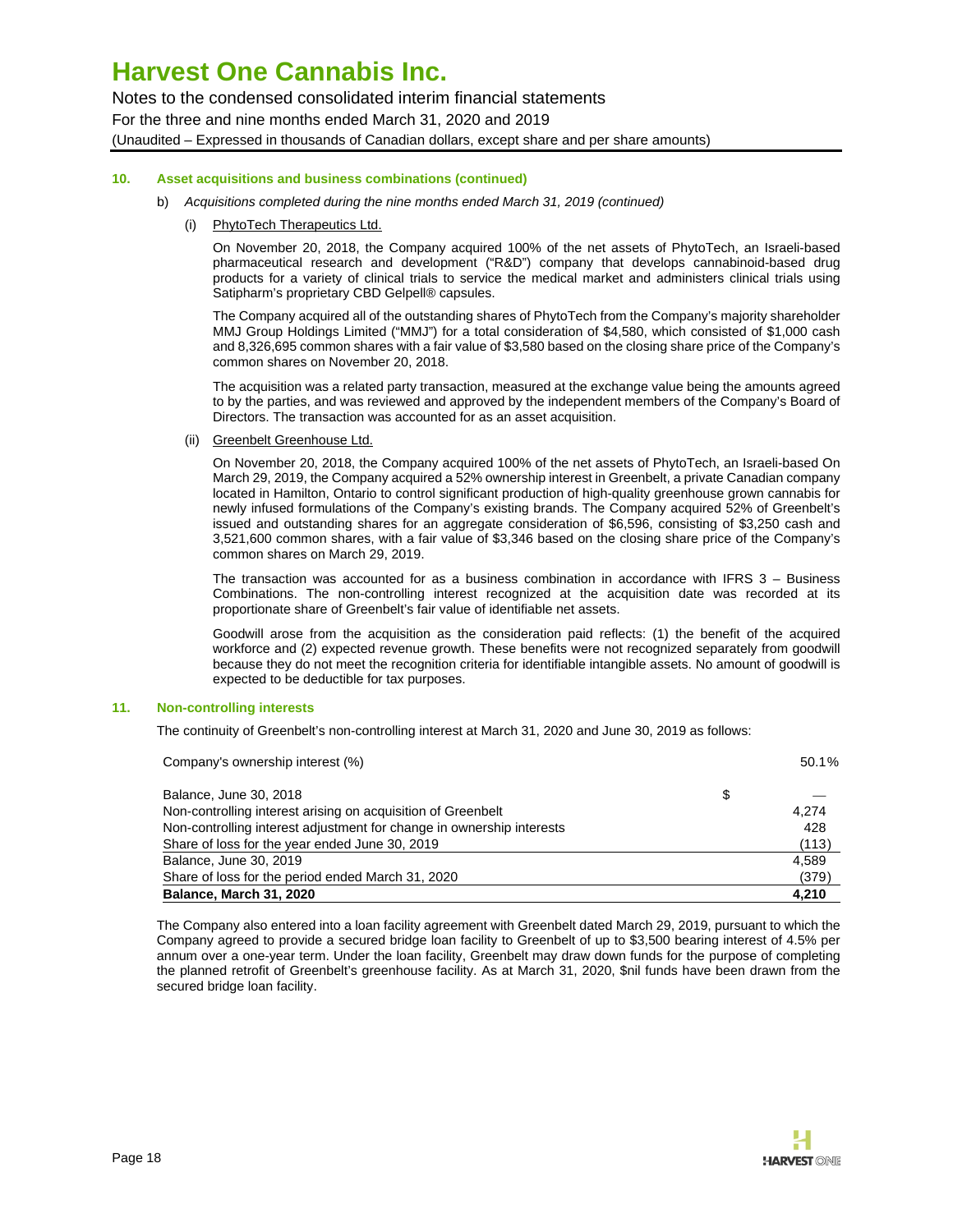# Harvest One Cannabis Inc.

Notes to the condensed consolidated interim financial statements
For the three and nine months ended March 31, 2020 and 2019
(Unaudited – Expressed in thousands of Canadian dollars, except share and per share amounts)

## 10. Asset acquisitions and business combinations (continued)

b) *Acquisitions completed during the nine months ended March 31, 2019 (continued)*

(i) PhytoTech Therapeutics Ltd.

On November 20, 2018, the Company acquired 100% of the net assets of PhytoTech, an Israeli-based pharmaceutical research and development ("R&D") company that develops cannabinoid-based drug products for a variety of clinical trials to service the medical market and administers clinical trials using Satipharm's proprietary CBD Gelpell® capsules.

The Company acquired all of the outstanding shares of PhytoTech from the Company's majority shareholder MMJ Group Holdings Limited ("MMJ") for a total consideration of $4,580, which consisted of $1,000 cash and 8,326,695 common shares with a fair value of $3,580 based on the closing share price of the Company's common shares on November 20, 2018.

The acquisition was a related party transaction, measured at the exchange value being the amounts agreed to by the parties, and was reviewed and approved by the independent members of the Company's Board of Directors. The transaction was accounted for as an asset acquisition.

(ii) Greenbelt Greenhouse Ltd.

On November 20, 2018, the Company acquired 100% of the net assets of PhytoTech, an Israeli-based On March 29, 2019, the Company acquired a 52% ownership interest in Greenbelt, a private Canadian company located in Hamilton, Ontario to control significant production of high-quality greenhouse grown cannabis for newly infused formulations of the Company's existing brands. The Company acquired 52% of Greenbelt's issued and outstanding shares for an aggregate consideration of $6,596, consisting of $3,250 cash and 3,521,600 common shares, with a fair value of $3,346 based on the closing share price of the Company's common shares on March 29, 2019.

The transaction was accounted for as a business combination in accordance with IFRS 3 – Business Combinations. The non-controlling interest recognized at the acquisition date was recorded at its proportionate share of Greenbelt's fair value of identifiable net assets.

Goodwill arose from the acquisition as the consideration paid reflects: (1) the benefit of the acquired workforce and (2) expected revenue growth. These benefits were not recognized separately from goodwill because they do not meet the recognition criteria for identifiable intangible assets. No amount of goodwill is expected to be deductible for tax purposes.

## 11. Non-controlling interests

The continuity of Greenbelt's non-controlling interest at March 31, 2020 and June 30, 2019 as follows:

| | | |
|---|---|---|
| Company's ownership interest (%) | | 50.1% |
| Balance, June 30, 2018 | $ | — |
| Non-controlling interest arising on acquisition of Greenbelt | | 4,274 |
| Non-controlling interest adjustment for change in ownership interests | | 428 |
| Share of loss for the year ended June 30, 2019 | | (113) |
| Balance, June 30, 2019 | | 4,589 |
| Share of loss for the period ended March 31, 2020 | | (379) |
| **Balance, March 31, 2020** | | **4,210** |

The Company also entered into a loan facility agreement with Greenbelt dated March 29, 2019, pursuant to which the Company agreed to provide a secured bridge loan facility to Greenbelt of up to $3,500 bearing interest of 4.5% per annum over a one-year term. Under the loan facility, Greenbelt may draw down funds for the purpose of completing the planned retrofit of Greenbelt's greenhouse facility. As at March 31, 2020, $nil funds have been drawn from the secured bridge loan facility.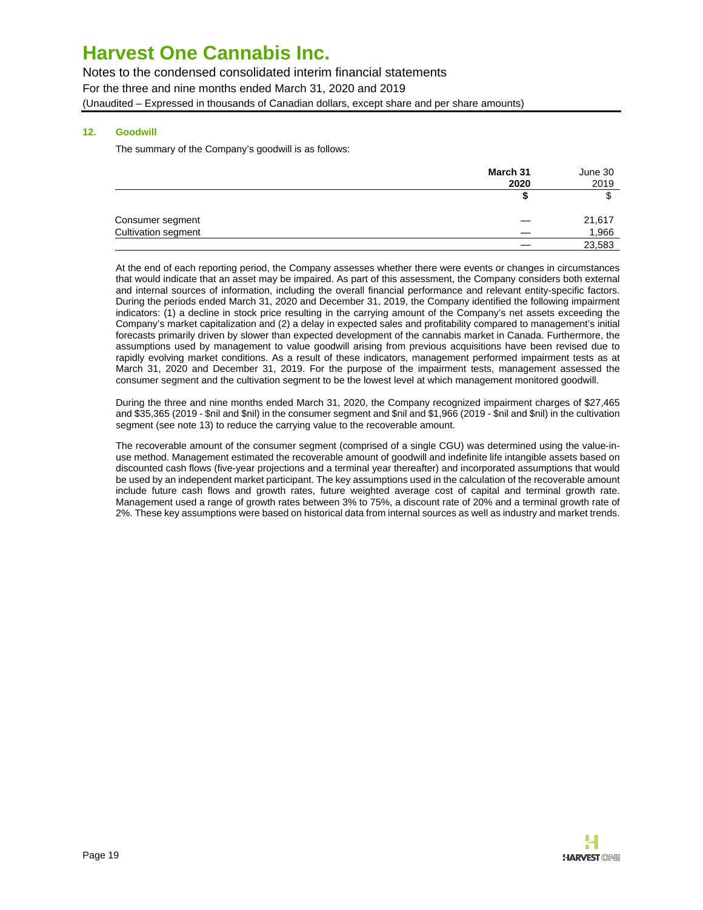# Harvest One Cannabis Inc.

Notes to the condensed consolidated interim financial statements

For the three and nine months ended March 31, 2020 and 2019

(Unaudited – Expressed in thousands of Canadian dollars, except share and per share amounts)

## 12. Goodwill

The summary of the Company's goodwill is as follows:

| | **March 31 2020** | June 30 2019 |
|---|---|---|
| | **$** | $ |
| Consumer segment | — | 21,617 |
| Cultivation segment | — | 1,966 |
| | — | 23,583 |

At the end of each reporting period, the Company assesses whether there were events or changes in circumstances that would indicate that an asset may be impaired. As part of this assessment, the Company considers both external and internal sources of information, including the overall financial performance and relevant entity-specific factors. During the periods ended March 31, 2020 and December 31, 2019, the Company identified the following impairment indicators: (1) a decline in stock price resulting in the carrying amount of the Company's net assets exceeding the Company's market capitalization and (2) a delay in expected sales and profitability compared to management's initial forecasts primarily driven by slower than expected development of the cannabis market in Canada. Furthermore, the assumptions used by management to value goodwill arising from previous acquisitions have been revised due to rapidly evolving market conditions. As a result of these indicators, management performed impairment tests as at March 31, 2020 and December 31, 2019. For the purpose of the impairment tests, management assessed the consumer segment and the cultivation segment to be the lowest level at which management monitored goodwill.

During the three and nine months ended March 31, 2020, the Company recognized impairment charges of $27,465 and $35,365 (2019 - $nil and $nil) in the consumer segment and $nil and $1,966 (2019 - $nil and $nil) in the cultivation segment (see note 13) to reduce the carrying value to the recoverable amount.

The recoverable amount of the consumer segment (comprised of a single CGU) was determined using the value-in-use method. Management estimated the recoverable amount of goodwill and indefinite life intangible assets based on discounted cash flows (five-year projections and a terminal year thereafter) and incorporated assumptions that would be used by an independent market participant. The key assumptions used in the calculation of the recoverable amount include future cash flows and growth rates, future weighted average cost of capital and terminal growth rate. Management used a range of growth rates between 3% to 75%, a discount rate of 20% and a terminal growth rate of 2%. These key assumptions were based on historical data from internal sources as well as industry and market trends.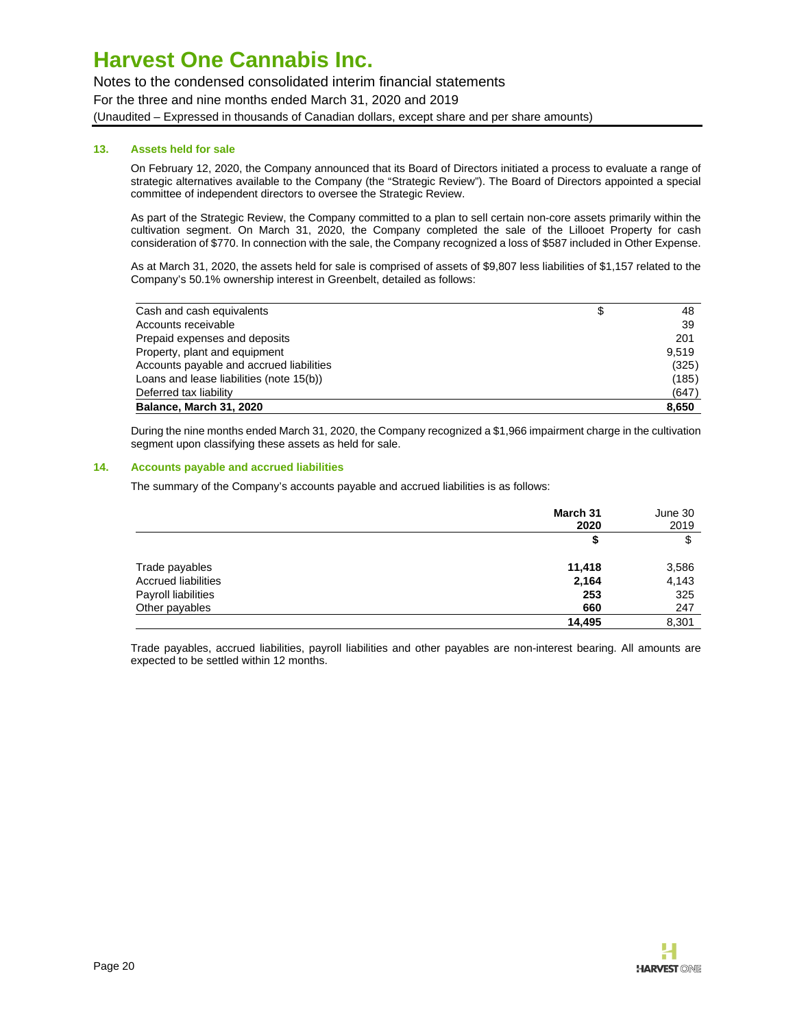### 13. Assets held for sale

On February 12, 2020, the Company announced that its Board of Directors initiated a process to evaluate a range of strategic alternatives available to the Company (the "Strategic Review"). The Board of Directors appointed a special committee of independent directors to oversee the Strategic Review.

As part of the Strategic Review, the Company committed to a plan to sell certain non-core assets primarily within the cultivation segment. On March 31, 2020, the Company completed the sale of the Lillooet Property for cash consideration of $770. In connection with the sale, the Company recognized a loss of $587 included in Other Expense.

As at March 31, 2020, the assets held for sale is comprised of assets of $9,807 less liabilities of $1,157 related to the Company's 50.1% ownership interest in Greenbelt, detailed as follows:

| | | |
|---|---|---|
| Cash and cash equivalents | $ | 48 |
| Accounts receivable | | 39 |
| Prepaid expenses and deposits | | 201 |
| Property, plant and equipment | | 9,519 |
| Accounts payable and accrued liabilities | | (325) |
| Loans and lease liabilities (note 15(b)) | | (185) |
| Deferred tax liability | | (647) |
| **Balance, March 31, 2020** | | **8,650** |

During the nine months ended March 31, 2020, the Company recognized a $1,966 impairment charge in the cultivation segment upon classifying these assets as held for sale.

### 14. Accounts payable and accrued liabilities

The summary of the Company's accounts payable and accrued liabilities is as follows:

| | **March 31 2020** | June 30 2019 |
|---|---|---|
| | **$** | $ |
| Trade payables | **11,418** | 3,586 |
| Accrued liabilities | **2,164** | 4,143 |
| Payroll liabilities | **253** | 325 |
| Other payables | **660** | 247 |
| | **14,495** | 8,301 |

Trade payables, accrued liabilities, payroll liabilities and other payables are non-interest bearing. All amounts are expected to be settled within 12 months.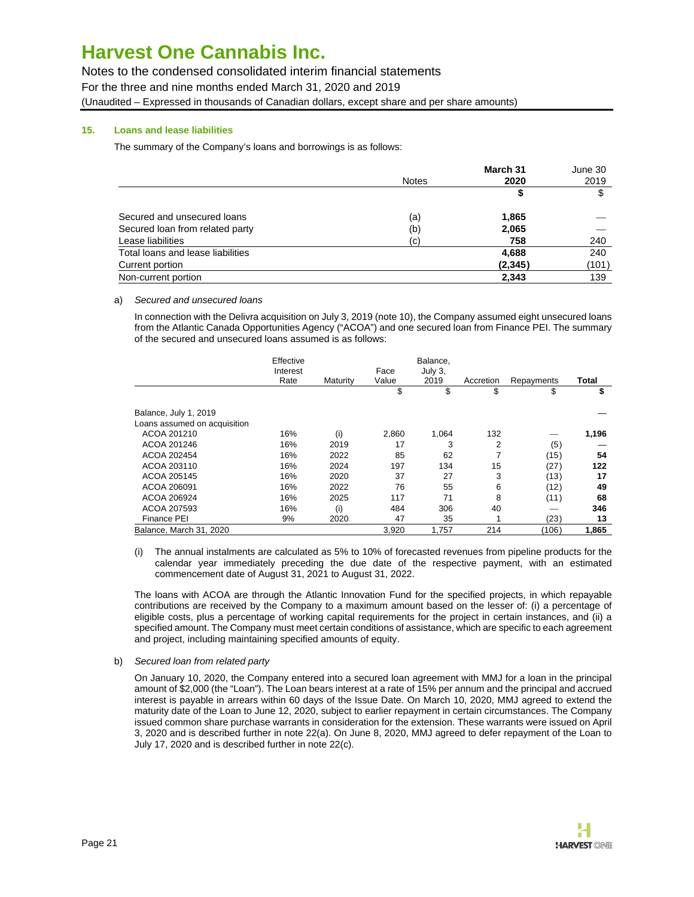# Harvest One Cannabis Inc.

Notes to the condensed consolidated interim financial statements

For the three and nine months ended March 31, 2020 and 2019

(Unaudited – Expressed in thousands of Canadian dollars, except share and per share amounts)

## 15. Loans and lease liabilities

The summary of the Company's loans and borrowings is as follows:

| | Notes | March 31 2020 | June 30 2019 |
|---|---|---|---|
| | | **$** | $ |
| Secured and unsecured loans | (a) | **1,865** | — |
| Secured loan from related party | (b) | **2,065** | — |
| Lease liabilities | (c) | **758** | 240 |
| Total loans and lease liabilities | | **4,688** | 240 |
| Current portion | | **(2,345)** | (101) |
| Non-current portion | | **2,343** | 139 |

a) *Secured and unsecured loans*

In connection with the Delivra acquisition on July 3, 2019 (note 10), the Company assumed eight unsecured loans from the Atlantic Canada Opportunities Agency ("ACOA") and one secured loan from Finance PEI. The summary of the secured and unsecured loans assumed is as follows:

| | Effective Interest Rate | Maturity | Face Value | Balance, July 3, 2019 | Accretion | Repayments | Total |
|---|---|---|---|---|---|---|---|
| | | | $ | $ | $ | $ | **$** |
| Balance, July 1, 2019 | | | | | | | — |
| Loans assumed on acquisition | | | | | | | |
| ACOA 201210 | 16% | (i) | 2,860 | 1,064 | 132 | — | **1,196** |
| ACOA 201246 | 16% | 2019 | 17 | 3 | 2 | (5) | — |
| ACOA 202454 | 16% | 2022 | 85 | 62 | 7 | (15) | **54** |
| ACOA 203110 | 16% | 2024 | 197 | 134 | 15 | (27) | **122** |
| ACOA 205145 | 16% | 2020 | 37 | 27 | 3 | (13) | **17** |
| ACOA 206091 | 16% | 2022 | 76 | 55 | 6 | (12) | **49** |
| ACOA 206924 | 16% | 2025 | 117 | 71 | 8 | (11) | **68** |
| ACOA 207593 | 16% | (i) | 484 | 306 | 40 | — | **346** |
| Finance PEI | 9% | 2020 | 47 | 35 | 1 | (23) | **13** |
| Balance, March 31, 2020 | | | 3,920 | 1,757 | 214 | (106) | **1,865** |

(i) The annual instalments are calculated as 5% to 10% of forecasted revenues from pipeline products for the calendar year immediately preceding the due date of the respective payment, with an estimated commencement date of August 31, 2021 to August 31, 2022.

The loans with ACOA are through the Atlantic Innovation Fund for the specified projects, in which repayable contributions are received by the Company to a maximum amount based on the lesser of: (i) a percentage of eligible costs, plus a percentage of working capital requirements for the project in certain instances, and (ii) a specified amount. The Company must meet certain conditions of assistance, which are specific to each agreement and project, including maintaining specified amounts of equity.

b) *Secured loan from related party*

On January 10, 2020, the Company entered into a secured loan agreement with MMJ for a loan in the principal amount of $2,000 (the "Loan"). The Loan bears interest at a rate of 15% per annum and the principal and accrued interest is payable in arrears within 60 days of the Issue Date. On March 10, 2020, MMJ agreed to extend the maturity date of the Loan to June 12, 2020, subject to earlier repayment in certain circumstances. The Company issued common share purchase warrants in consideration for the extension. These warrants were issued on April 3, 2020 and is described further in note 22(a). On June 8, 2020, MMJ agreed to defer repayment of the Loan to July 17, 2020 and is described further in note 22(c).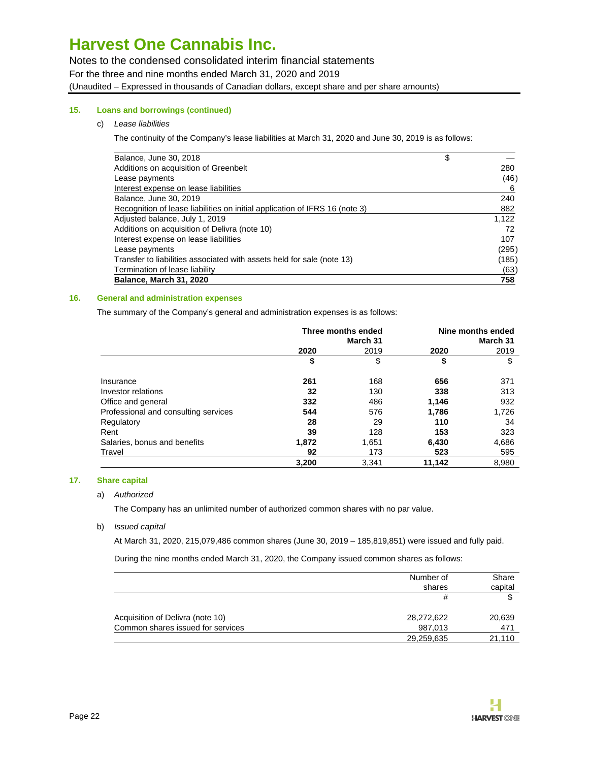# Harvest One Cannabis Inc.

Notes to the condensed consolidated interim financial statements
For the three and nine months ended March 31, 2020 and 2019
(Unaudited – Expressed in thousands of Canadian dollars, except share and per share amounts)

## 15. Loans and borrowings (continued)

c) *Lease liabilities*

The continuity of the Company's lease liabilities at March 31, 2020 and June 30, 2019 is as follows:

| | $ |
|---|---|
| Balance, June 30, 2018 | — |
| Additions on acquisition of Greenbelt | 280 |
| Lease payments | (46) |
| Interest expense on lease liabilities | 6 |
| Balance, June 30, 2019 | 240 |
| Recognition of lease liabilities on initial application of IFRS 16 (note 3) | 882 |
| Adjusted balance, July 1, 2019 | 1,122 |
| Additions on acquisition of Delivra (note 10) | 72 |
| Interest expense on lease liabilities | 107 |
| Lease payments | (295) |
| Transfer to liabilities associated with assets held for sale (note 13) | (185) |
| Termination of lease liability | (63) |
| **Balance, March 31, 2020** | **758** |

## 16. General and administration expenses

The summary of the Company's general and administration expenses is as follows:

| | Three months ended March 31 | | Nine months ended March 31 | |
|---|---|---|---|---|
| | **2020** | 2019 | **2020** | 2019 |
| | **$** | $ | **$** | $ |
| Insurance | **261** | 168 | **656** | 371 |
| Investor relations | **32** | 130 | **338** | 313 |
| Office and general | **332** | 486 | **1,146** | 932 |
| Professional and consulting services | **544** | 576 | **1,786** | 1,726 |
| Regulatory | **28** | 29 | **110** | 34 |
| Rent | **39** | 128 | **153** | 323 |
| Salaries, bonus and benefits | **1,872** | 1,651 | **6,430** | 4,686 |
| Travel | **92** | 173 | **523** | 595 |
| | **3,200** | 3,341 | **11,142** | 8,980 |

## 17. Share capital

a) *Authorized*

The Company has an unlimited number of authorized common shares with no par value.

b) *Issued capital*

At March 31, 2020, 215,079,486 common shares (June 30, 2019 – 185,819,851) were issued and fully paid.

During the nine months ended March 31, 2020, the Company issued common shares as follows:

| | Number of shares | Share capital |
|---|---|---|
| | # | $ |
| Acquisition of Delivra (note 10) | 28,272,622 | 20,639 |
| Common shares issued for services | 987,013 | 471 |
| | 29,259,635 | 21,110 |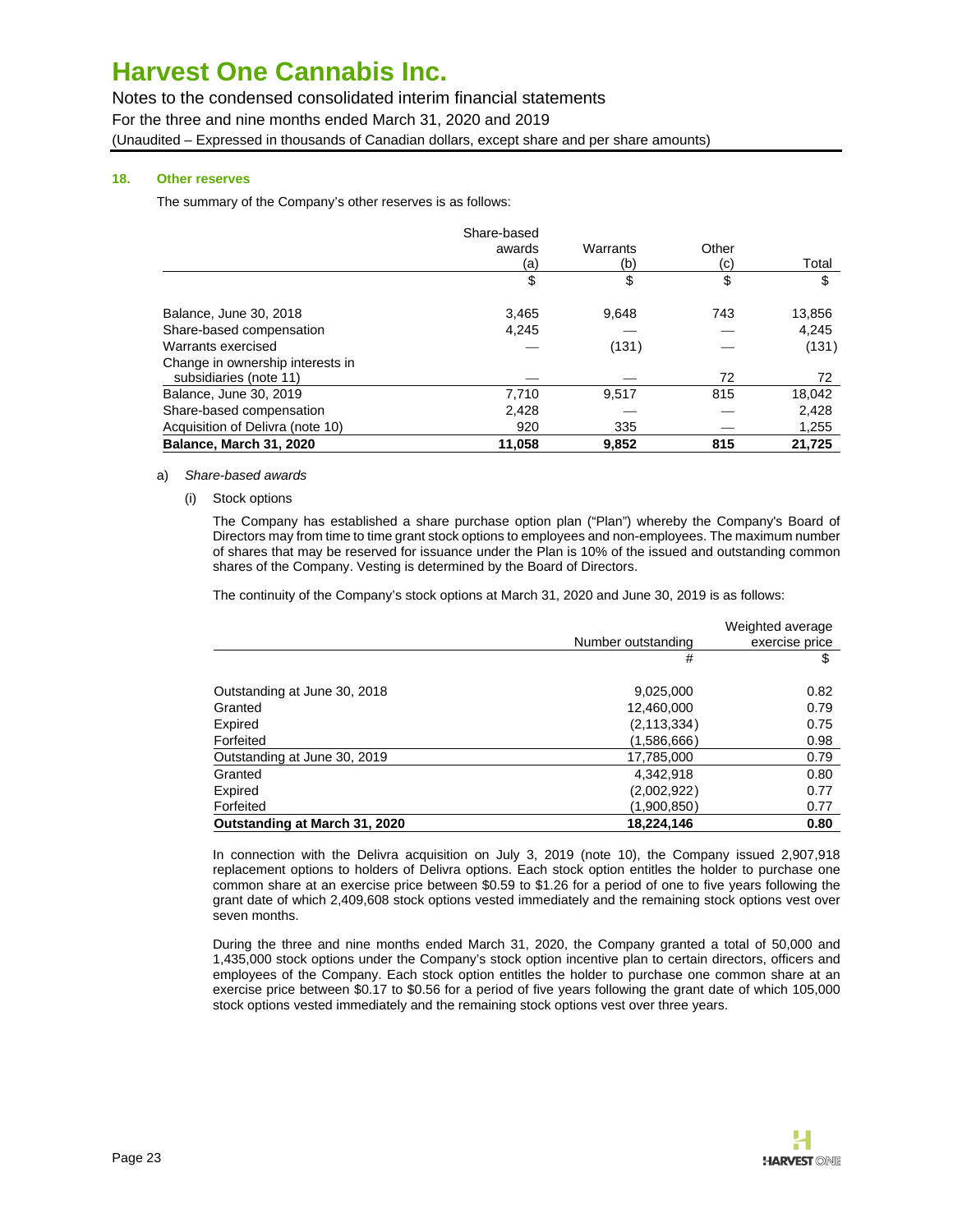### 18. Other reserves

The summary of the Company's other reserves is as follows:

| | Share-based awards (a) | Warrants (b) | Other (c) | Total |
|---|---|---|---|---|
| | $ | $ | $ | $ |
| Balance, June 30, 2018 | 3,465 | 9,648 | 743 | 13,856 |
| Share-based compensation | 4,245 | — | — | 4,245 |
| Warrants exercised | — | (131) | — | (131) |
| Change in ownership interests in subsidiaries (note 11) | — | — | 72 | 72 |
| Balance, June 30, 2019 | 7,710 | 9,517 | 815 | 18,042 |
| Share-based compensation | 2,428 | — | — | 2,428 |
| Acquisition of Delivra (note 10) | 920 | 335 | — | 1,255 |
| **Balance, March 31, 2020** | **11,058** | **9,852** | **815** | **21,725** |

a) *Share-based awards*

(i) Stock options

The Company has established a share purchase option plan ("Plan") whereby the Company's Board of Directors may from time to time grant stock options to employees and non-employees. The maximum number of shares that may be reserved for issuance under the Plan is 10% of the issued and outstanding common shares of the Company. Vesting is determined by the Board of Directors.

The continuity of the Company's stock options at March 31, 2020 and June 30, 2019 is as follows:

| | Number outstanding | Weighted average exercise price |
|---|---|---|
| | # | $ |
| Outstanding at June 30, 2018 | 9,025,000 | 0.82 |
| Granted | 12,460,000 | 0.79 |
| Expired | (2,113,334) | 0.75 |
| Forfeited | (1,586,666) | 0.98 |
| Outstanding at June 30, 2019 | 17,785,000 | 0.79 |
| Granted | 4,342,918 | 0.80 |
| Expired | (2,002,922) | 0.77 |
| Forfeited | (1,900,850) | 0.77 |
| **Outstanding at March 31, 2020** | **18,224,146** | **0.80** |

In connection with the Delivra acquisition on July 3, 2019 (note 10), the Company issued 2,907,918 replacement options to holders of Delivra options. Each stock option entitles the holder to purchase one common share at an exercise price between $0.59 to $1.26 for a period of one to five years following the grant date of which 2,409,608 stock options vested immediately and the remaining stock options vest over seven months.

During the three and nine months ended March 31, 2020, the Company granted a total of 50,000 and 1,435,000 stock options under the Company's stock option incentive plan to certain directors, officers and employees of the Company. Each stock option entitles the holder to purchase one common share at an exercise price between $0.17 to $0.56 for a period of five years following the grant date of which 105,000 stock options vested immediately and the remaining stock options vest over three years.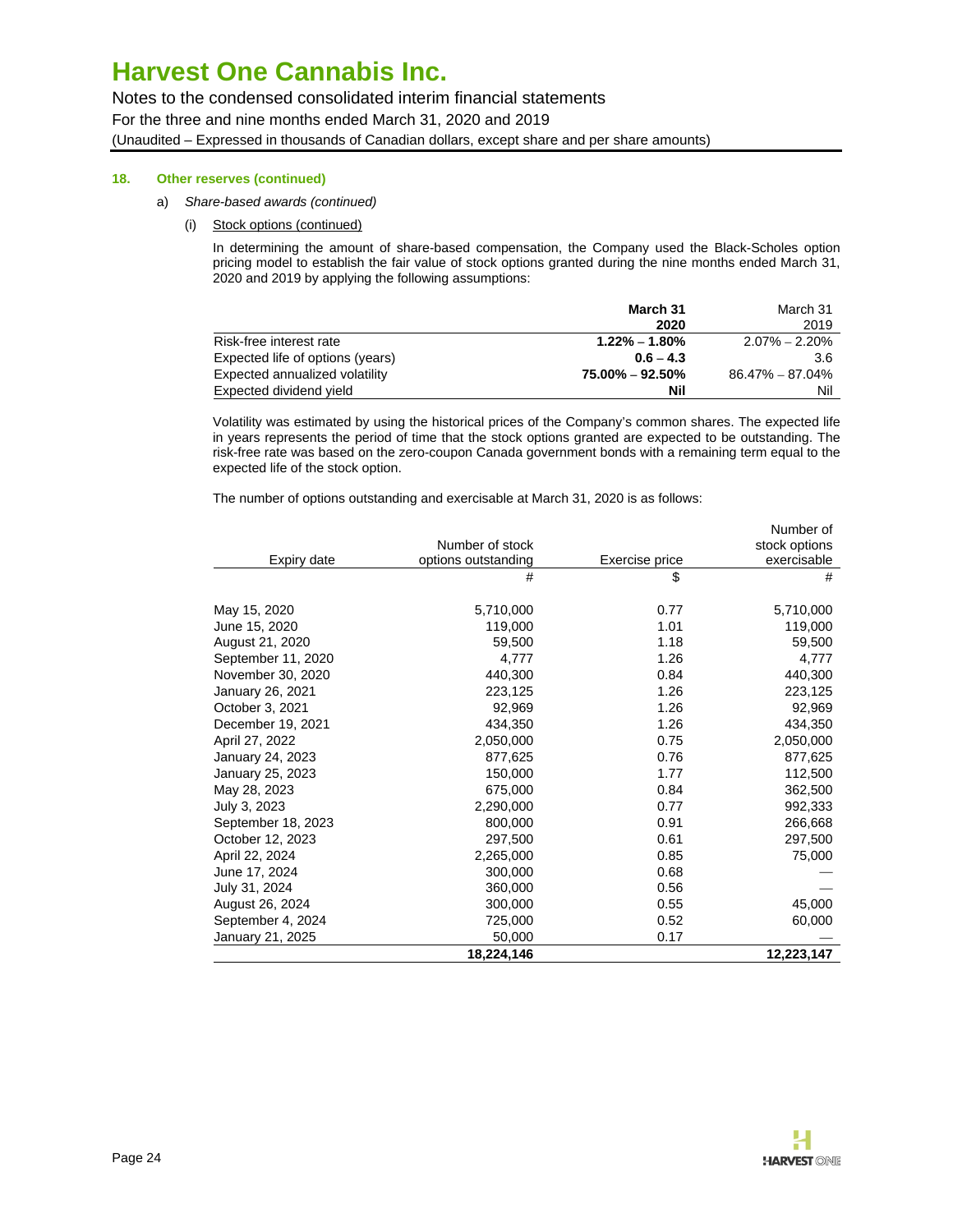# Harvest One Cannabis Inc.

Notes to the condensed consolidated interim financial statements
For the three and nine months ended March 31, 2020 and 2019
(Unaudited – Expressed in thousands of Canadian dollars, except share and per share amounts)

## 18. Other reserves (continued)

a) *Share-based awards (continued)*

(i) Stock options (continued)

In determining the amount of share-based compensation, the Company used the Black-Scholes option pricing model to establish the fair value of stock options granted during the nine months ended March 31, 2020 and 2019 by applying the following assumptions:

| | **March 31 2020** | March 31 2019 |
|---|---|---|
| Risk-free interest rate | **1.22% – 1.80%** | 2.07% – 2.20% |
| Expected life of options (years) | **0.6 – 4.3** | 3.6 |
| Expected annualized volatility | **75.00% – 92.50%** | 86.47% – 87.04% |
| Expected dividend yield | **Nil** | Nil |

Volatility was estimated by using the historical prices of the Company's common shares. The expected life in years represents the period of time that the stock options granted are expected to be outstanding. The risk-free rate was based on the zero-coupon Canada government bonds with a remaining term equal to the expected life of the stock option.

The number of options outstanding and exercisable at March 31, 2020 is as follows:

| Expiry date | Number of stock options outstanding | Exercise price | Number of stock options exercisable |
|---|---|---|---|
| | # | $ | # |
| May 15, 2020 | 5,710,000 | 0.77 | 5,710,000 |
| June 15, 2020 | 119,000 | 1.01 | 119,000 |
| August 21, 2020 | 59,500 | 1.18 | 59,500 |
| September 11, 2020 | 4,777 | 1.26 | 4,777 |
| November 30, 2020 | 440,300 | 0.84 | 440,300 |
| January 26, 2021 | 223,125 | 1.26 | 223,125 |
| October 3, 2021 | 92,969 | 1.26 | 92,969 |
| December 19, 2021 | 434,350 | 1.26 | 434,350 |
| April 27, 2022 | 2,050,000 | 0.75 | 2,050,000 |
| January 24, 2023 | 877,625 | 0.76 | 877,625 |
| January 25, 2023 | 150,000 | 1.77 | 112,500 |
| May 28, 2023 | 675,000 | 0.84 | 362,500 |
| July 3, 2023 | 2,290,000 | 0.77 | 992,333 |
| September 18, 2023 | 800,000 | 0.91 | 266,668 |
| October 12, 2023 | 297,500 | 0.61 | 297,500 |
| April 22, 2024 | 2,265,000 | 0.85 | 75,000 |
| June 17, 2024 | 300,000 | 0.68 | — |
| July 31, 2024 | 360,000 | 0.56 | — |
| August 26, 2024 | 300,000 | 0.55 | 45,000 |
| September 4, 2024 | 725,000 | 0.52 | 60,000 |
| January 21, 2025 | 50,000 | 0.17 | — |
| | **18,224,146** | | **12,223,147** |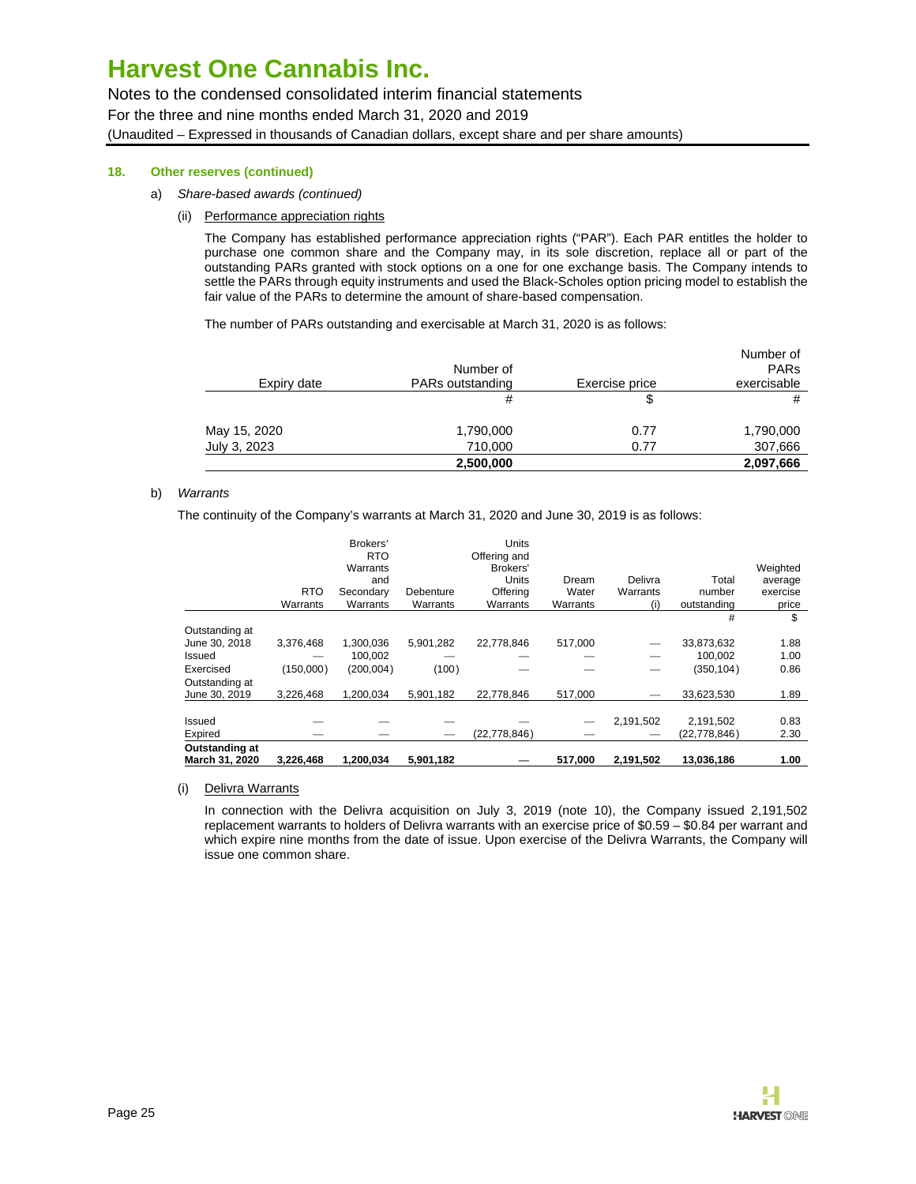### 18. Other reserves (continued)

a) *Share-based awards (continued)*

(ii) Performance appreciation rights

The Company has established performance appreciation rights ("PAR"). Each PAR entitles the holder to purchase one common share and the Company may, in its sole discretion, replace all or part of the outstanding PARs granted with stock options on a one for one exchange basis. The Company intends to settle the PARs through equity instruments and used the Black-Scholes option pricing model to establish the fair value of the PARs to determine the amount of share-based compensation.

The number of PARs outstanding and exercisable at March 31, 2020 is as follows:

| Expiry date | Number of PARs outstanding | Exercise price | Number of PARs exercisable |
|---|---|---|---|
| | # | $ | # |
| May 15, 2020 | 1,790,000 | 0.77 | 1,790,000 |
| July 3, 2023 | 710,000 | 0.77 | 307,666 |
| | **2,500,000** | | **2,097,666** |

b) *Warrants*

The continuity of the Company's warrants at March 31, 2020 and June 30, 2019 is as follows:

| | RTO Warrants | Brokers' RTO Warrants and Secondary Warrants | Debenture Warrants | Units Offering and Brokers' Units Offering Warrants | Dream Water Warrants | Delivra Warrants (i) | Total number outstanding | Weighted average exercise price |
|---|---|---|---|---|---|---|---|---|
| | | | | | | | # | $ |
| Outstanding at June 30, 2018 | 3,376,468 | 1,300,036 | 5,901,282 | 22,778,846 | 517,000 | — | 33,873,632 | 1.88 |
| Issued | — | 100,002 | — | — | — | — | 100,002 | 1.00 |
| Exercised | (150,000) | (200,004) | (100) | — | — | — | (350,104) | 0.86 |
| Outstanding at June 30, 2019 | 3,226,468 | 1,200,034 | 5,901,182 | 22,778,846 | 517,000 | — | 33,623,530 | 1.89 |
| Issued | — | — | — | — | — | 2,191,502 | 2,191,502 | 0.83 |
| Expired | — | — | — | (22,778,846) | — | — | (22,778,846) | 2.30 |
| **Outstanding at March 31, 2020** | **3,226,468** | **1,200,034** | **5,901,182** | **—** | **517,000** | **2,191,502** | **13,036,186** | **1.00** |

(i) Delivra Warrants

In connection with the Delivra acquisition on July 3, 2019 (note 10), the Company issued 2,191,502 replacement warrants to holders of Delivra warrants with an exercise price of $0.59 – $0.84 per warrant and which expire nine months from the date of issue. Upon exercise of the Delivra Warrants, the Company will issue one common share.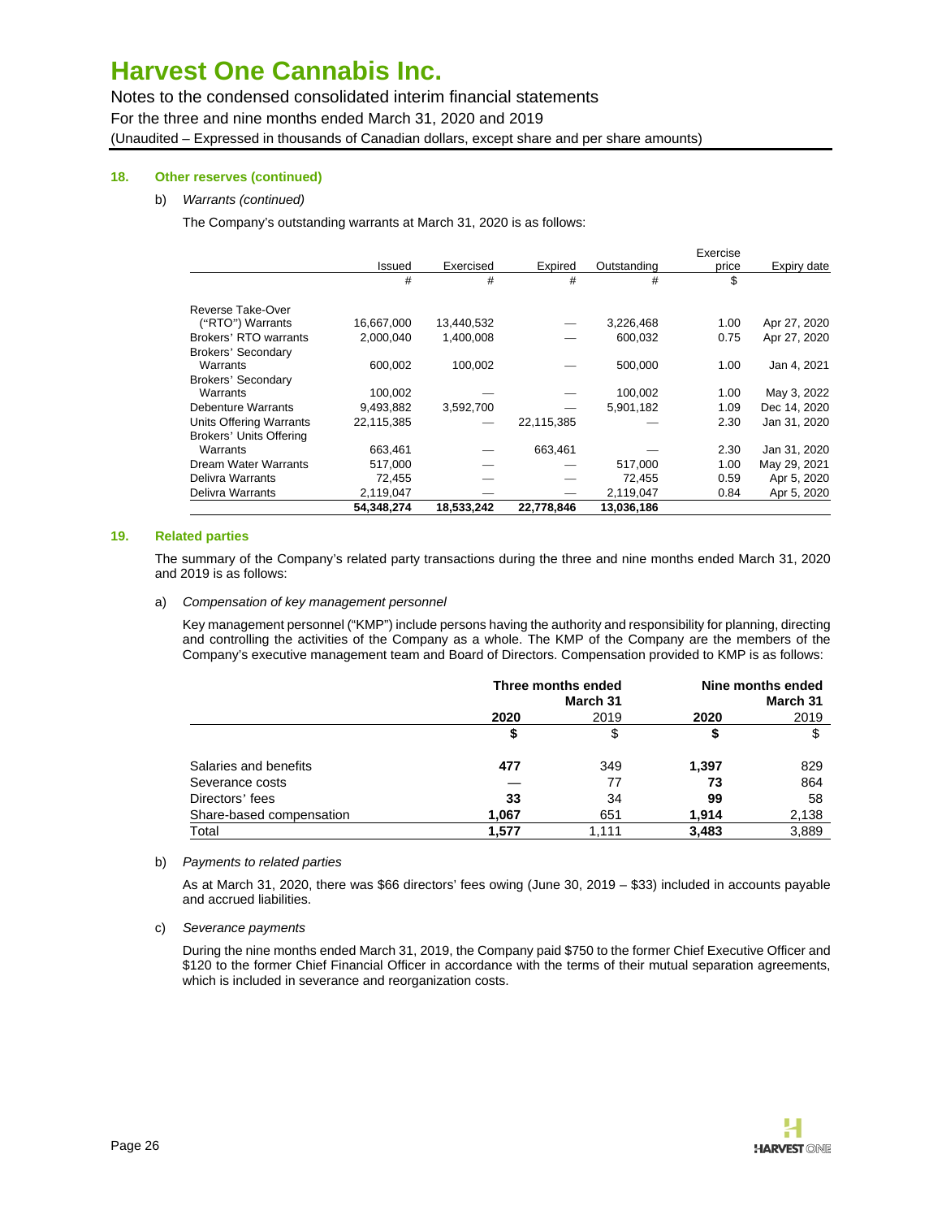# Harvest One Cannabis Inc.

Notes to the condensed consolidated interim financial statements

For the three and nine months ended March 31, 2020 and 2019

(Unaudited – Expressed in thousands of Canadian dollars, except share and per share amounts)

## 18. Other reserves (continued)

b) *Warrants (continued)*

The Company's outstanding warrants at March 31, 2020 is as follows:

| | Issued | Exercised | Expired | Outstanding | Exercise price | Expiry date |
|---|---|---|---|---|---|---|
| | # | # | # | # | $ | |
| Reverse Take-Over ("RTO") Warrants | 16,667,000 | 13,440,532 | — | 3,226,468 | 1.00 | Apr 27, 2020 |
| Brokers' RTO warrants | 2,000,040 | 1,400,008 | — | 600,032 | 0.75 | Apr 27, 2020 |
| Brokers' Secondary Warrants | 600,002 | 100,002 | — | 500,000 | 1.00 | Jan 4, 2021 |
| Brokers' Secondary Warrants | 100,002 | — | — | 100,002 | 1.00 | May 3, 2022 |
| Debenture Warrants | 9,493,882 | 3,592,700 | — | 5,901,182 | 1.09 | Dec 14, 2020 |
| Units Offering Warrants | 22,115,385 | — | 22,115,385 | — | 2.30 | Jan 31, 2020 |
| Brokers' Units Offering Warrants | 663,461 | — | 663,461 | — | 2.30 | Jan 31, 2020 |
| Dream Water Warrants | 517,000 | — | — | 517,000 | 1.00 | May 29, 2021 |
| Delivra Warrants | 72,455 | — | — | 72,455 | 0.59 | Apr 5, 2020 |
| Delivra Warrants | 2,119,047 | — | — | 2,119,047 | 0.84 | Apr 5, 2020 |
| | **54,348,274** | **18,533,242** | **22,778,846** | **13,036,186** | | |

## 19. Related parties

The summary of the Company's related party transactions during the three and nine months ended March 31, 2020 and 2019 is as follows:

a) *Compensation of key management personnel*

Key management personnel ("KMP") include persons having the authority and responsibility for planning, directing and controlling the activities of the Company as a whole. The KMP of the Company are the members of the Company's executive management team and Board of Directors. Compensation provided to KMP is as follows:

| | Three months ended March 31 | | Nine months ended March 31 | |
|---|---|---|---|---|
| | **2020** | 2019 | **2020** | 2019 |
| | **$** | $ | **$** | $ |
| Salaries and benefits | **477** | 349 | **1,397** | 829 |
| Severance costs | **—** | 77 | **73** | 864 |
| Directors' fees | **33** | 34 | **99** | 58 |
| Share-based compensation | **1,067** | 651 | **1,914** | 2,138 |
| Total | **1,577** | 1,111 | **3,483** | 3,889 |

b) *Payments to related parties*

As at March 31, 2020, there was $66 directors' fees owing (June 30, 2019 – $33) included in accounts payable and accrued liabilities.

c) *Severance payments*

During the nine months ended March 31, 2019, the Company paid $750 to the former Chief Executive Officer and $120 to the former Chief Financial Officer in accordance with the terms of their mutual separation agreements, which is included in severance and reorganization costs.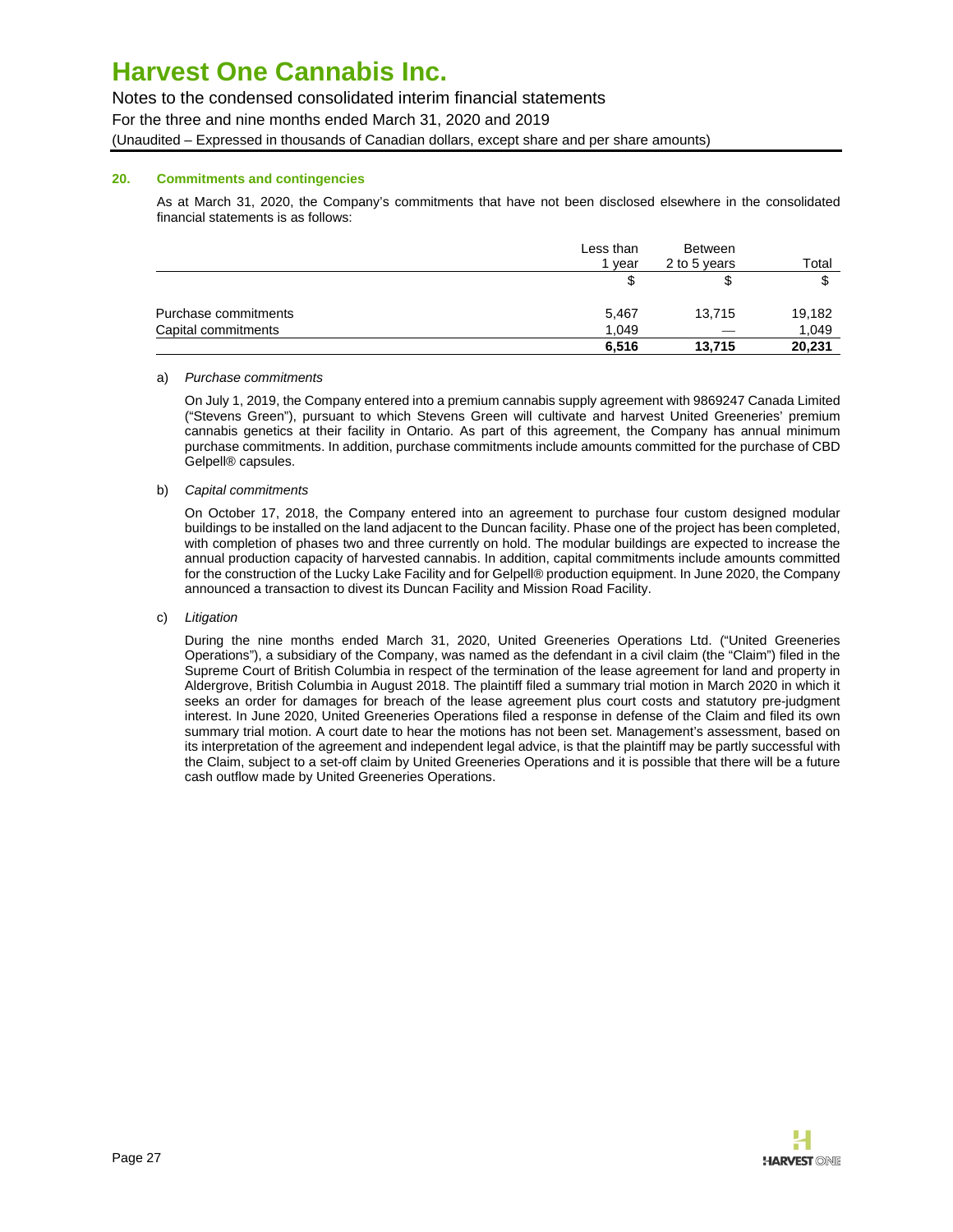## 20. Commitments and contingencies

As at March 31, 2020, the Company's commitments that have not been disclosed elsewhere in the consolidated financial statements is as follows:

| | Less than 1 year | Between 2 to 5 years | Total |
|---|---|---|---|
| | $ | $ | $ |
| Purchase commitments | 5,467 | 13,715 | 19,182 |
| Capital commitments | 1,049 | — | 1,049 |
| | **6,516** | **13,715** | **20,231** |

a) *Purchase commitments*

On July 1, 2019, the Company entered into a premium cannabis supply agreement with 9869247 Canada Limited ("Stevens Green"), pursuant to which Stevens Green will cultivate and harvest United Greeneries' premium cannabis genetics at their facility in Ontario. As part of this agreement, the Company has annual minimum purchase commitments. In addition, purchase commitments include amounts committed for the purchase of CBD Gelpell® capsules.

b) *Capital commitments*

On October 17, 2018, the Company entered into an agreement to purchase four custom designed modular buildings to be installed on the land adjacent to the Duncan facility. Phase one of the project has been completed, with completion of phases two and three currently on hold. The modular buildings are expected to increase the annual production capacity of harvested cannabis. In addition, capital commitments include amounts committed for the construction of the Lucky Lake Facility and for Gelpell® production equipment. In June 2020, the Company announced a transaction to divest its Duncan Facility and Mission Road Facility.

c) *Litigation*

During the nine months ended March 31, 2020, United Greeneries Operations Ltd. ("United Greeneries Operations"), a subsidiary of the Company, was named as the defendant in a civil claim (the "Claim") filed in the Supreme Court of British Columbia in respect of the termination of the lease agreement for land and property in Aldergrove, British Columbia in August 2018. The plaintiff filed a summary trial motion in March 2020 in which it seeks an order for damages for breach of the lease agreement plus court costs and statutory pre-judgment interest. In June 2020, United Greeneries Operations filed a response in defense of the Claim and filed its own summary trial motion. A court date to hear the motions has not been set. Management's assessment, based on its interpretation of the agreement and independent legal advice, is that the plaintiff may be partly successful with the Claim, subject to a set-off claim by United Greeneries Operations and it is possible that there will be a future cash outflow made by United Greeneries Operations.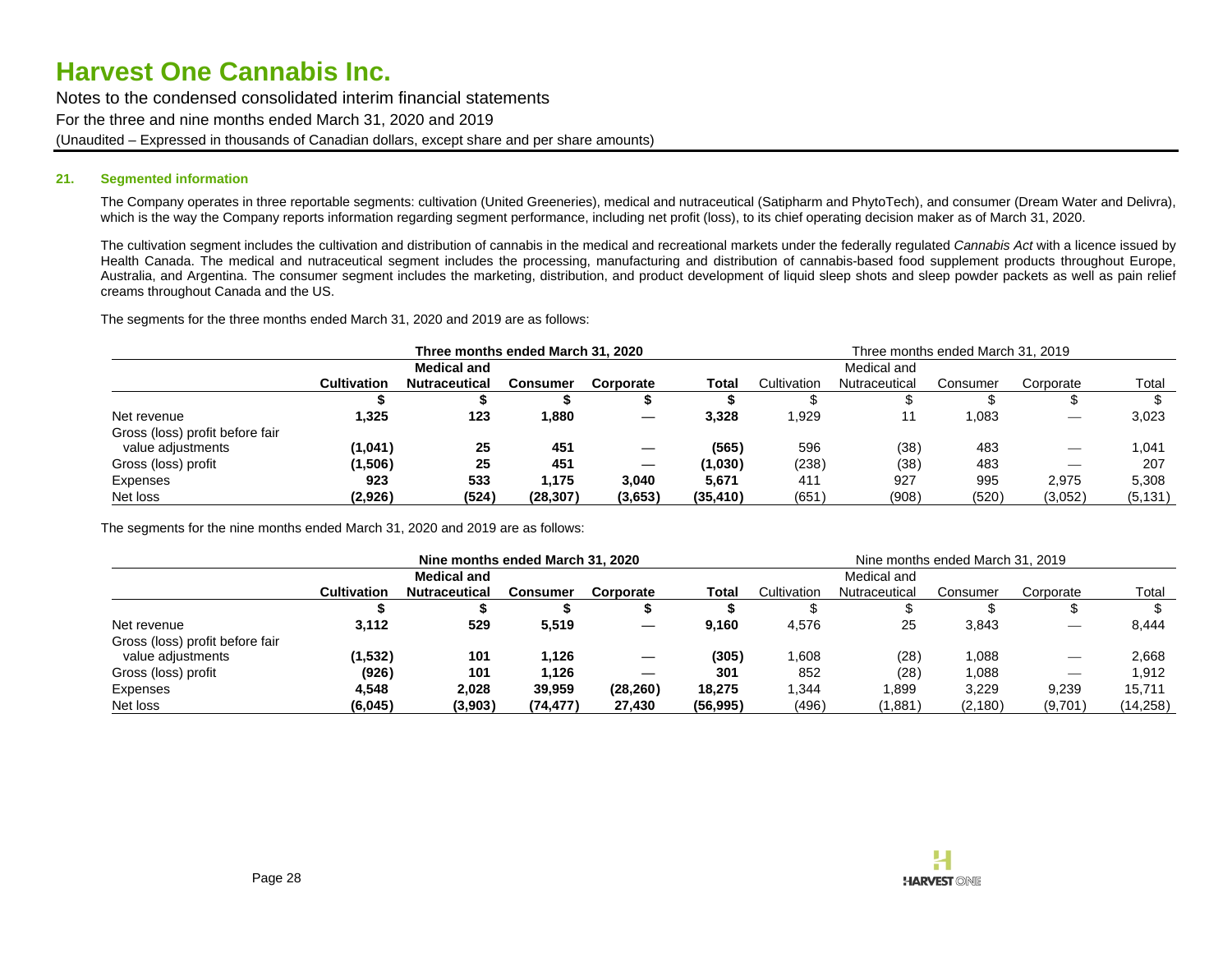### 21. Segmented information

The Company operates in three reportable segments: cultivation (United Greeneries), medical and nutraceutical (Satipharm and PhytoTech), and consumer (Dream Water and Delivra), which is the way the Company reports information regarding segment performance, including net profit (loss), to its chief operating decision maker as of March 31, 2020.

The cultivation segment includes the cultivation and distribution of cannabis in the medical and recreational markets under the federally regulated *Cannabis Act* with a licence issued by Health Canada. The medical and nutraceutical segment includes the processing, manufacturing and distribution of cannabis-based food supplement products throughout Europe, Australia, and Argentina. The consumer segment includes the marketing, distribution, and product development of liquid sleep shots and sleep powder packets as well as pain relief creams throughout Canada and the US.

The segments for the three months ended March 31, 2020 and 2019 are as follows:

| | **Three months ended March 31, 2020** | | | | | Three months ended March 31, 2019 | | | | |
|---|---|---|---|---|---|---|---|---|---|---|
| | **Cultivation** | **Medical and Nutraceutical** | **Consumer** | **Corporate** | **Total** | Cultivation | Medical and Nutraceutical | Consumer | Corporate | Total |
| | **$** | **$** | **$** | **$** | **$** | $ | $ | $ | $ | $ |
| Net revenue | **1,325** | **123** | **1,880** | **—** | **3,328** | 1,929 | 11 | 1,083 | — | 3,023 |
| Gross (loss) profit before fair value adjustments | **(1,041)** | **25** | **451** | **—** | **(565)** | 596 | (38) | 483 | — | 1,041 |
| Gross (loss) profit | **(1,506)** | **25** | **451** | **—** | **(1,030)** | (238) | (38) | 483 | — | 207 |
| Expenses | **923** | **533** | **1,175** | **3,040** | **5,671** | 411 | 927 | 995 | 2,975 | 5,308 |
| Net loss | **(2,926)** | **(524)** | **(28,307)** | **(3,653)** | **(35,410)** | (651) | (908) | (520) | (3,052) | (5,131) |

The segments for the nine months ended March 31, 2020 and 2019 are as follows:

| | **Nine months ended March 31, 2020** | | | | | Nine months ended March 31, 2019 | | | | |
|---|---|---|---|---|---|---|---|---|---|---|
| | **Cultivation** | **Medical and Nutraceutical** | **Consumer** | **Corporate** | **Total** | Cultivation | Medical and Nutraceutical | Consumer | Corporate | Total |
| | **$** | **$** | **$** | **$** | **$** | $ | $ | $ | $ | $ |
| Net revenue | **3,112** | **529** | **5,519** | **—** | **9,160** | 4,576 | 25 | 3,843 | — | 8,444 |
| Gross (loss) profit before fair value adjustments | **(1,532)** | **101** | **1,126** | **—** | **(305)** | 1,608 | (28) | 1,088 | — | 2,668 |
| Gross (loss) profit | **(926)** | **101** | **1,126** | **—** | **301** | 852 | (28) | 1,088 | — | 1,912 |
| Expenses | **4,548** | **2,028** | **39,959** | **(28,260)** | **18,275** | 1,344 | 1,899 | 3,229 | 9,239 | 15,711 |
| Net loss | **(6,045)** | **(3,903)** | **(74,477)** | **27,430** | **(56,995)** | (496) | (1,881) | (2,180) | (9,701) | (14,258) |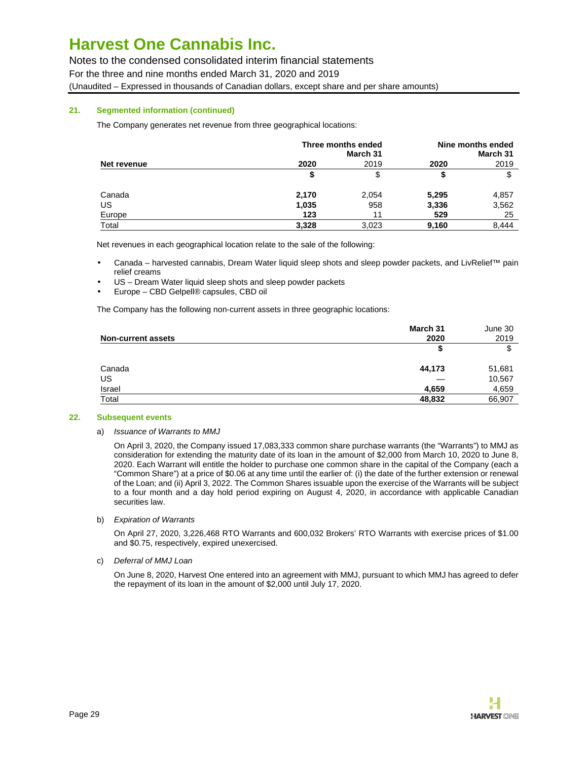### 21. Segmented information (continued)

The Company generates net revenue from three geographical locations:

| Net revenue | Three months ended March 31 2020 | Three months ended March 31 2019 | Nine months ended March 31 2020 | Nine months ended March 31 2019 |
|---|---|---|---|---|
| | **$** | $ | **$** | $ |
| Canada | **2,170** | 2,054 | **5,295** | 4,857 |
| US | **1,035** | 958 | **3,336** | 3,562 |
| Europe | **123** | 11 | **529** | 25 |
| Total | **3,328** | 3,023 | **9,160** | 8,444 |

Net revenues in each geographical location relate to the sale of the following:

- Canada – harvested cannabis, Dream Water liquid sleep shots and sleep powder packets, and LivRelief™ pain relief creams
- US – Dream Water liquid sleep shots and sleep powder packets
- Europe – CBD Gelpell® capsules, CBD oil

The Company has the following non-current assets in three geographic locations:

| Non-current assets | March 31 2020 | June 30 2019 |
|---|---|---|
| | **$** | $ |
| Canada | **44,173** | 51,681 |
| US | **—** | 10,567 |
| Israel | **4,659** | 4,659 |
| Total | **48,832** | 66,907 |

### 22. Subsequent events

a) *Issuance of Warrants to MMJ*

On April 3, 2020, the Company issued 17,083,333 common share purchase warrants (the "Warrants") to MMJ as consideration for extending the maturity date of its loan in the amount of $2,000 from March 10, 2020 to June 8, 2020. Each Warrant will entitle the holder to purchase one common share in the capital of the Company (each a "Common Share") at a price of $0.06 at any time until the earlier of: (i) the date of the further extension or renewal of the Loan; and (ii) April 3, 2022. The Common Shares issuable upon the exercise of the Warrants will be subject to a four month and a day hold period expiring on August 4, 2020, in accordance with applicable Canadian securities law.

b) *Expiration of Warrants*

On April 27, 2020, 3,226,468 RTO Warrants and 600,032 Brokers' RTO Warrants with exercise prices of $1.00 and $0.75, respectively, expired unexercised.

c) *Deferral of MMJ Loan*

On June 8, 2020, Harvest One entered into an agreement with MMJ, pursuant to which MMJ has agreed to defer the repayment of its loan in the amount of $2,000 until July 17, 2020.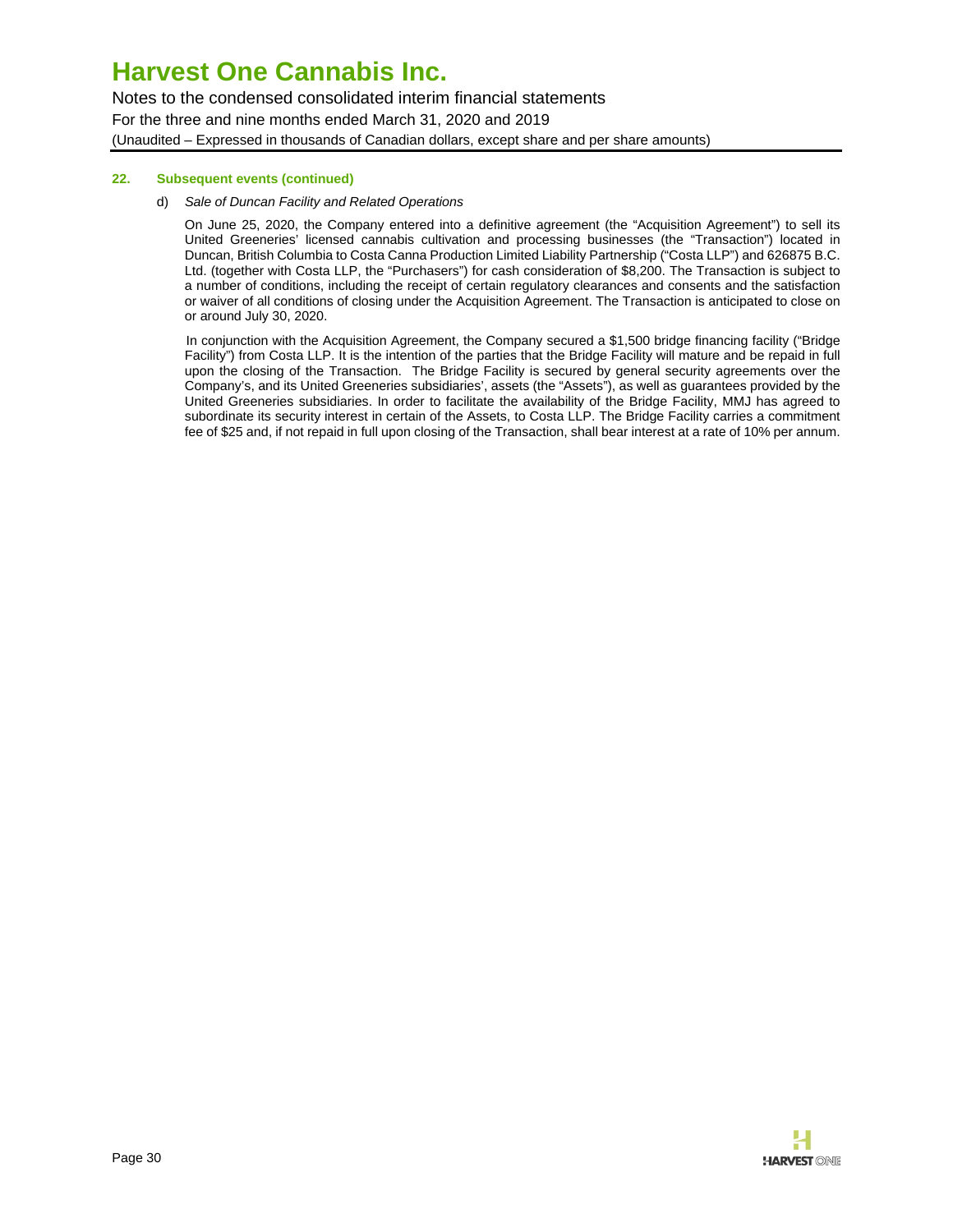## 22. Subsequent events (continued)

d) *Sale of Duncan Facility and Related Operations*

On June 25, 2020, the Company entered into a definitive agreement (the "Acquisition Agreement") to sell its United Greeneries' licensed cannabis cultivation and processing businesses (the "Transaction") located in Duncan, British Columbia to Costa Canna Production Limited Liability Partnership ("Costa LLP") and 626875 B.C. Ltd. (together with Costa LLP, the "Purchasers") for cash consideration of $8,200. The Transaction is subject to a number of conditions, including the receipt of certain regulatory clearances and consents and the satisfaction or waiver of all conditions of closing under the Acquisition Agreement. The Transaction is anticipated to close on or around July 30, 2020.

In conjunction with the Acquisition Agreement, the Company secured a $1,500 bridge financing facility ("Bridge Facility") from Costa LLP. It is the intention of the parties that the Bridge Facility will mature and be repaid in full upon the closing of the Transaction. The Bridge Facility is secured by general security agreements over the Company's, and its United Greeneries subsidiaries', assets (the "Assets"), as well as guarantees provided by the United Greeneries subsidiaries. In order to facilitate the availability of the Bridge Facility, MMJ has agreed to subordinate its security interest in certain of the Assets, to Costa LLP. The Bridge Facility carries a commitment fee of $25 and, if not repaid in full upon closing of the Transaction, shall bear interest at a rate of 10% per annum.